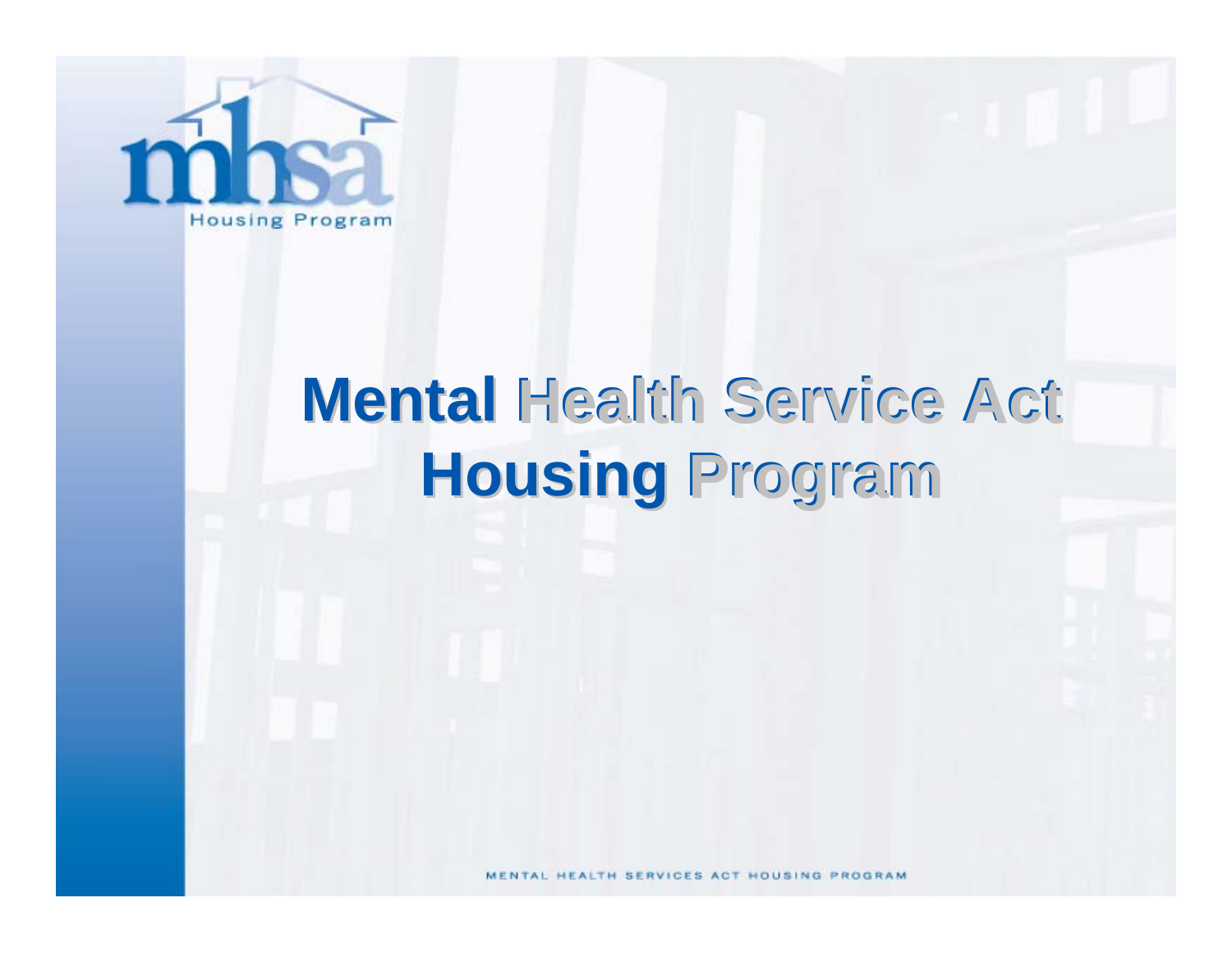mhsa Housing Program

# Mental Health Service Act Housing Program

MENTAL HEALTH SERVICES ACT HOUSING PROGRAM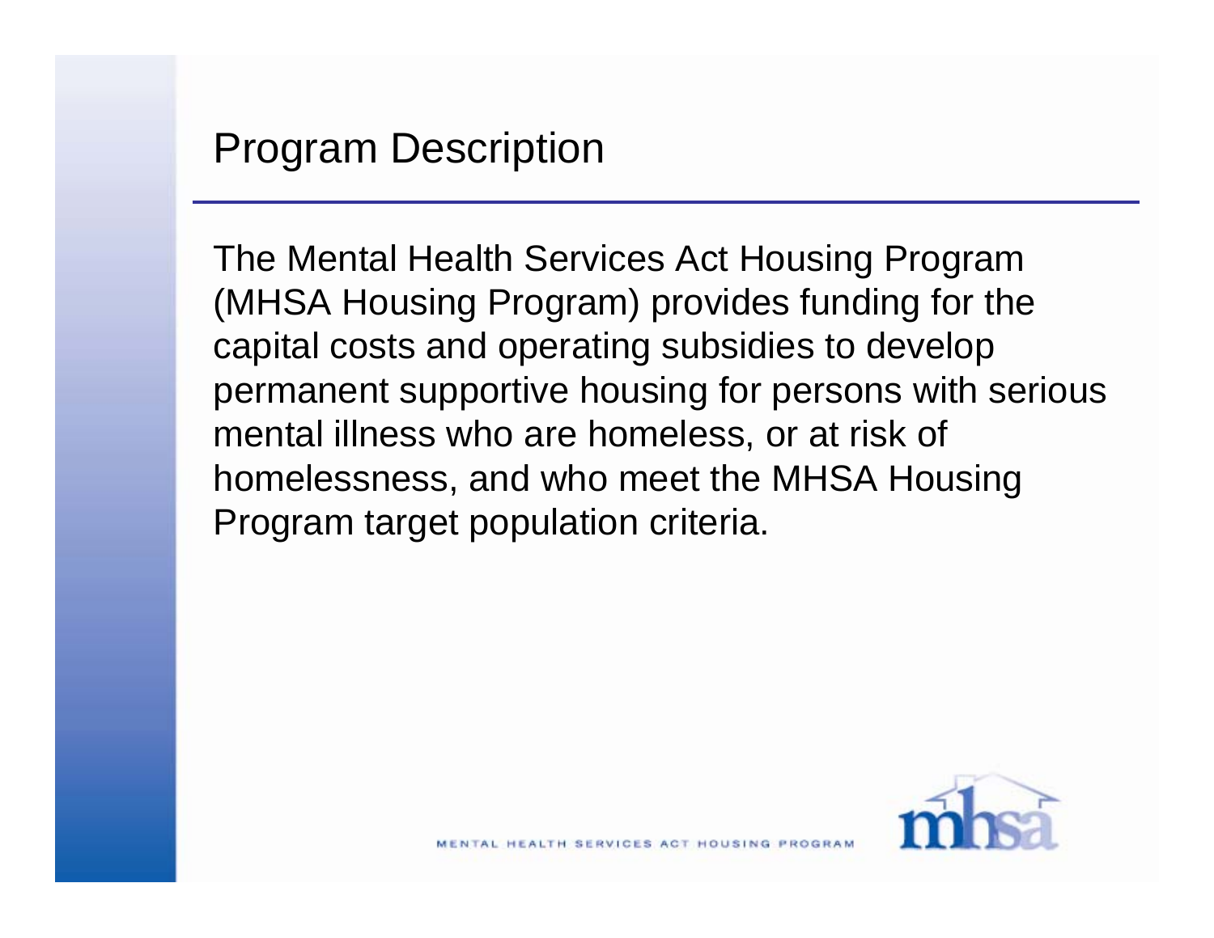## Program Description

The Mental Health Services Act Housing Program (MHSA Housing Program) provides funding for the capital costs and operating subsidies to develop permanent supportive housing for persons with serious mental illness who are homeless, or at risk of homelessness, and who meet the MHSA Housing Program target population criteria.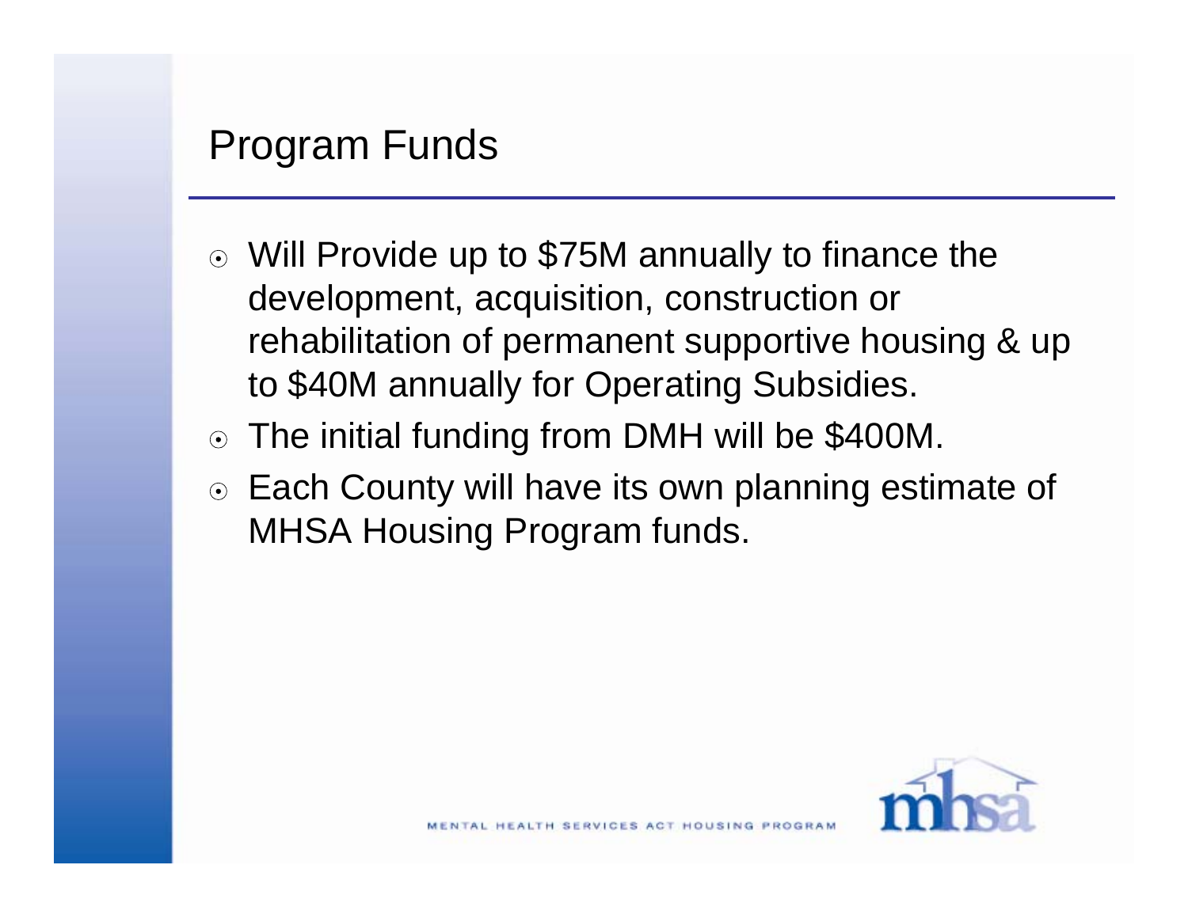## Program Funds

- Will Provide up to $75M annually to finance the development, acquisition, construction or rehabilitation of permanent supportive housing & up to $40M annually for Operating Subsidies.
- The initial funding from DMH will be $400M.
- Each County will have its own planning estimate of MHSA Housing Program funds.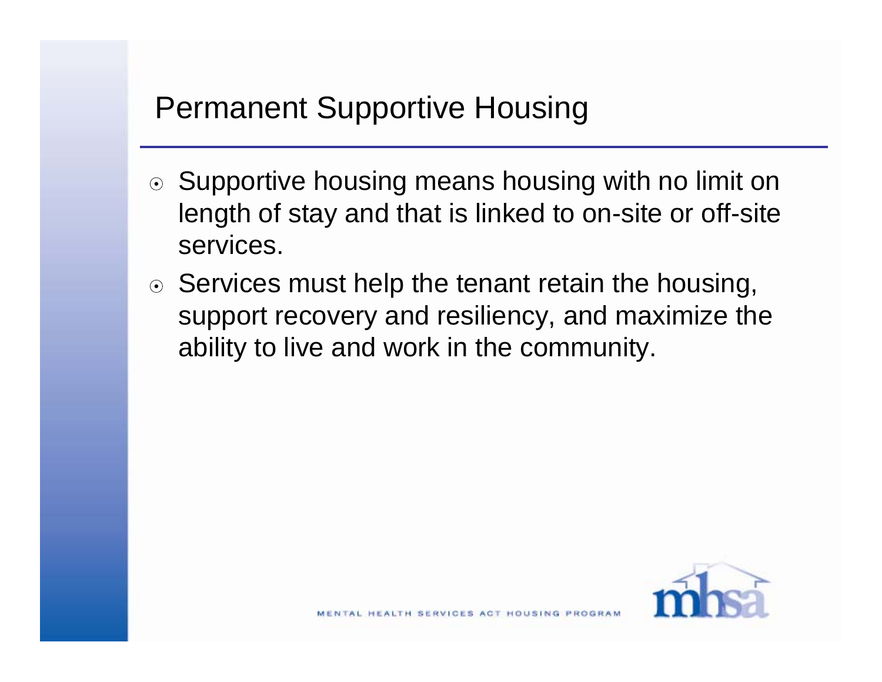## Permanent Supportive Housing

- Supportive housing means housing with no limit on length of stay and that is linked to on-site or off-site services.
- Services must help the tenant retain the housing, support recovery and resiliency, and maximize the ability to live and work in the community.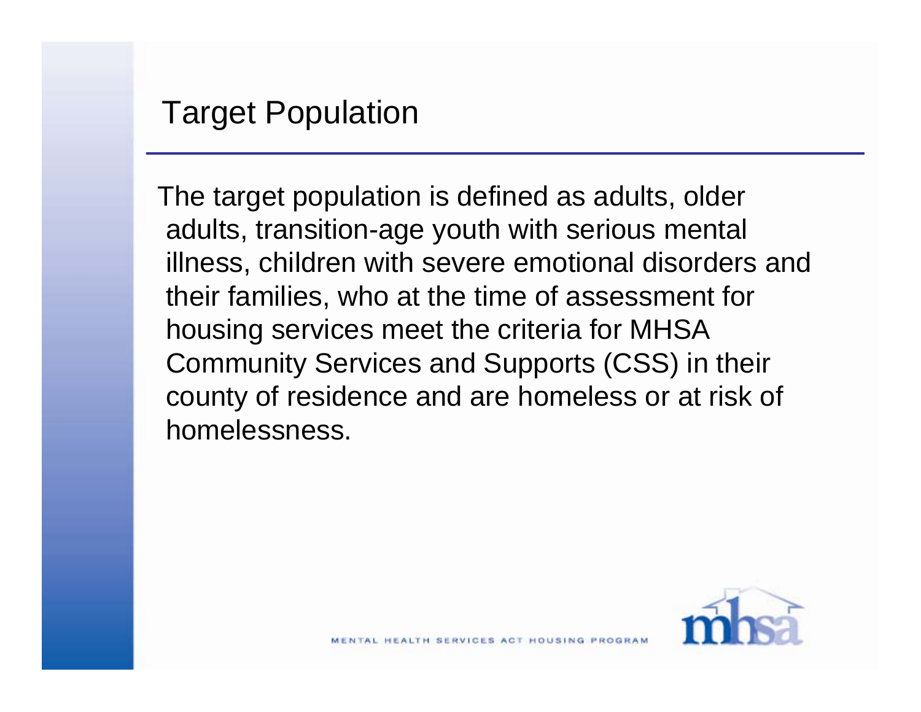# Target Population

The target population is defined as adults, older adults, transition-age youth with serious mental illness, children with severe emotional disorders and their families, who at the time of assessment for housing services meet the criteria for MHSA Community Services and Supports (CSS) in their county of residence and are homeless or at risk of homelessness.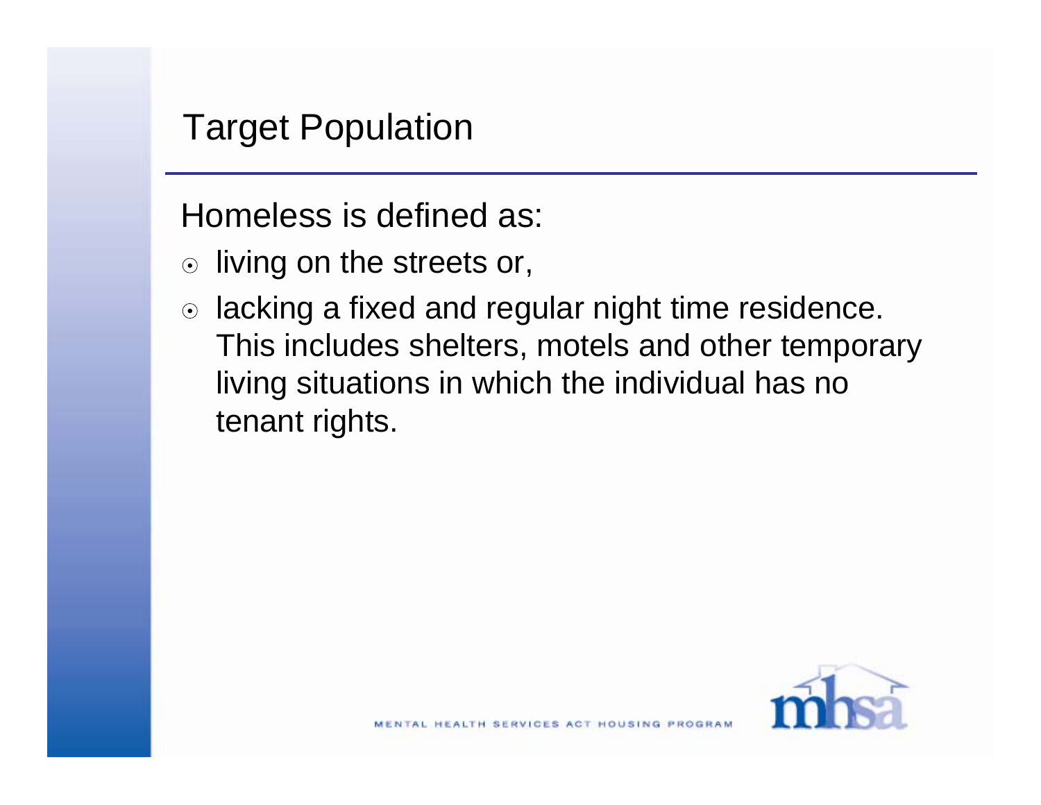# Target Population

Homeless is defined as:

- living on the streets or,
- lacking a fixed and regular night time residence. This includes shelters, motels and other temporary living situations in which the individual has no tenant rights.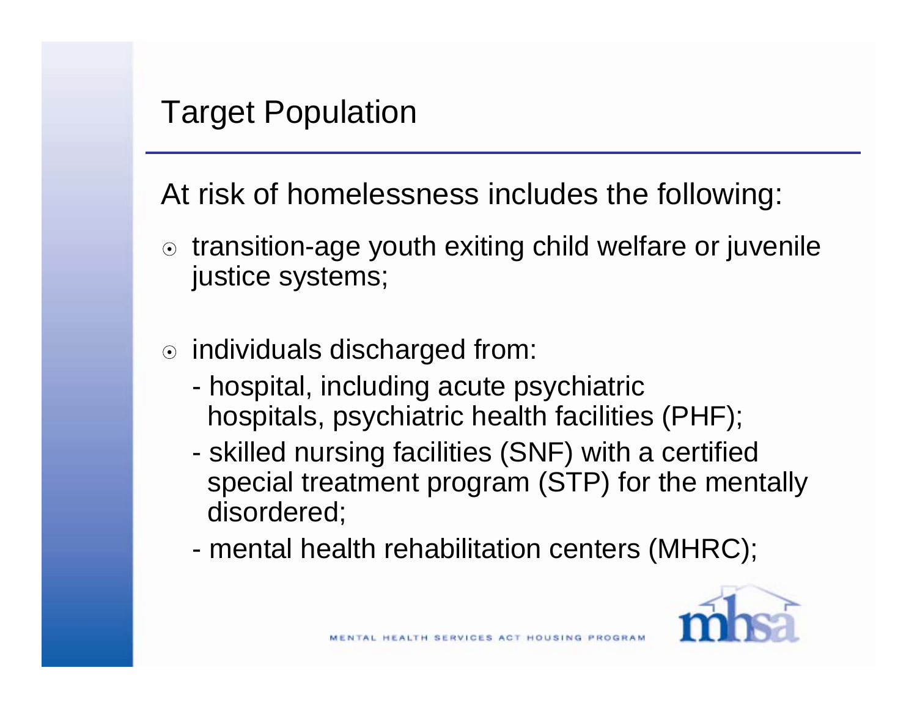# Target Population

At risk of homelessness includes the following:

- transition-age youth exiting child welfare or juvenile justice systems;
- individuals discharged from:
  - hospital, including acute psychiatric hospitals, psychiatric health facilities (PHF);
  - skilled nursing facilities (SNF) with a certified special treatment program (STP) for the mentally disordered;
  - mental health rehabilitation centers (MHRC);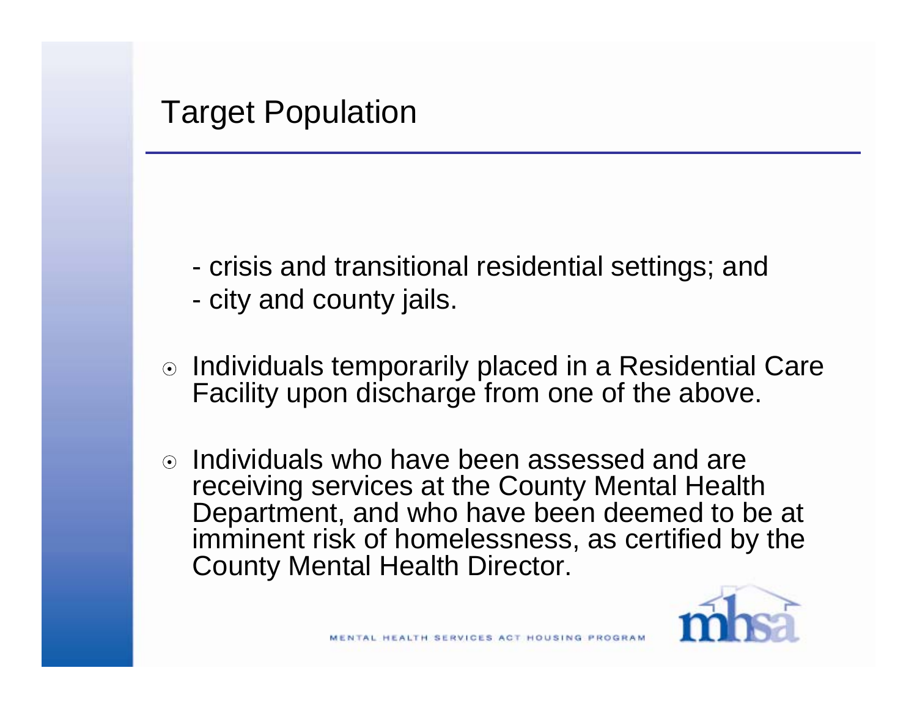# Target Population

- crisis and transitional residential settings; and
- city and county jails.

- Individuals temporarily placed in a Residential Care Facility upon discharge from one of the above.
- Individuals who have been assessed and are receiving services at the County Mental Health Department, and who have been deemed to be at imminent risk of homelessness, as certified by the County Mental Health Director.

MENTAL HEALTH SERVICES ACT HOUSING PROGRAM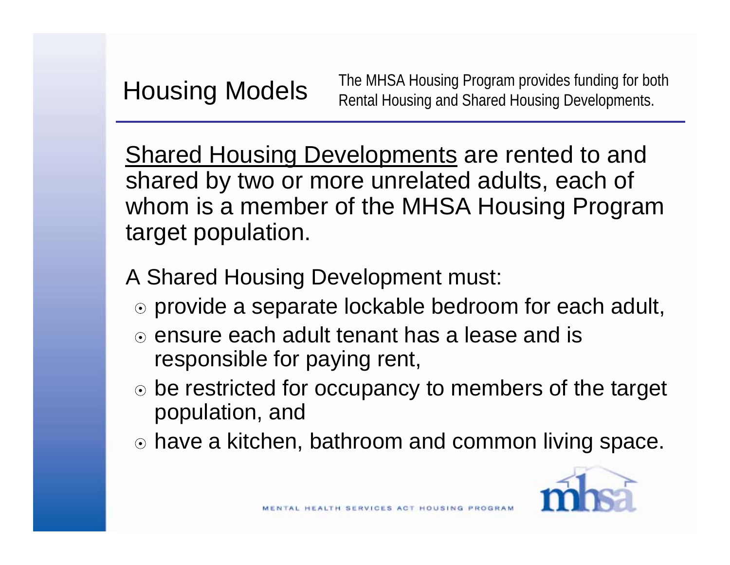# Housing Models

The MHSA Housing Program provides funding for both Rental Housing and Shared Housing Developments.

Shared Housing Developments are rented to and shared by two or more unrelated adults, each of whom is a member of the MHSA Housing Program target population.

A Shared Housing Development must:

- provide a separate lockable bedroom for each adult,
- ensure each adult tenant has a lease and is responsible for paying rent,
- be restricted for occupancy to members of the target population, and
- have a kitchen, bathroom and common living space.

MENTAL HEALTH SERVICES ACT HOUSING PROGRAM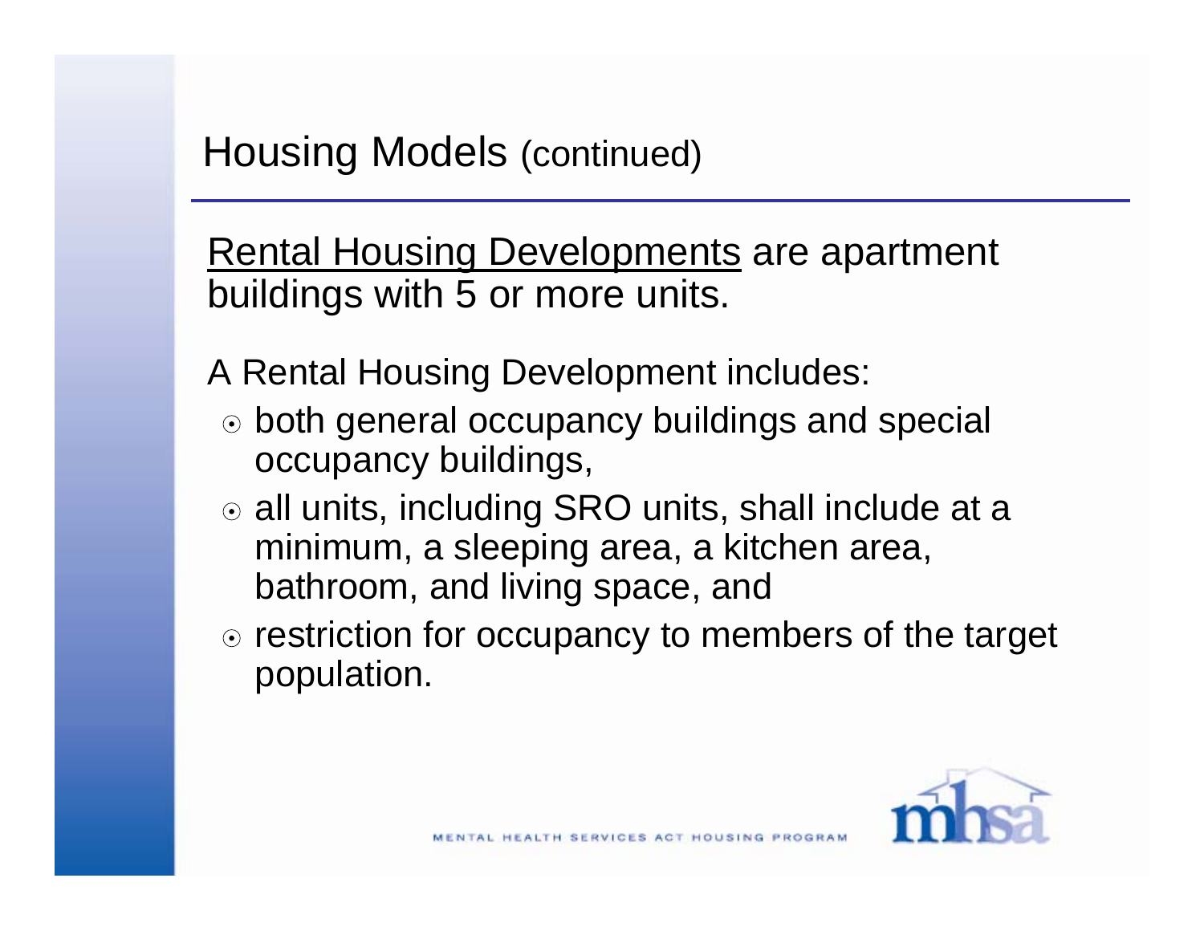# Housing Models (continued)

Rental Housing Developments are apartment buildings with 5 or more units.

A Rental Housing Development includes:

- both general occupancy buildings and special occupancy buildings,
- all units, including SRO units, shall include at a minimum, a sleeping area, a kitchen area, bathroom, and living space, and
- restriction for occupancy to members of the target population.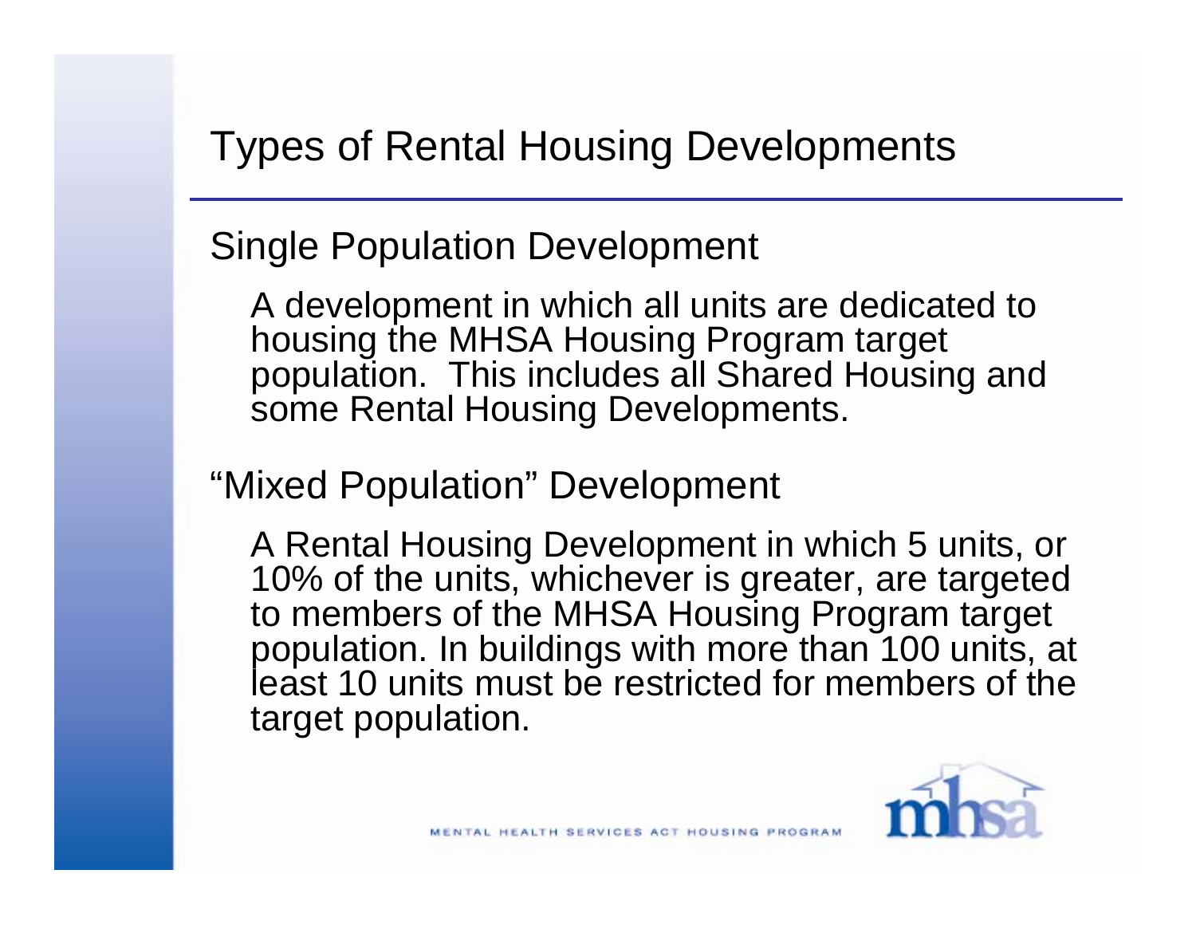# Types of Rental Housing Developments

## Single Population Development

A development in which all units are dedicated to housing the MHSA Housing Program target population. This includes all Shared Housing and some Rental Housing Developments.

## "Mixed Population" Development

A Rental Housing Development in which 5 units, or 10% of the units, whichever is greater, are targeted to members of the MHSA Housing Program target population. In buildings with more than 100 units, at least 10 units must be restricted for members of the target population.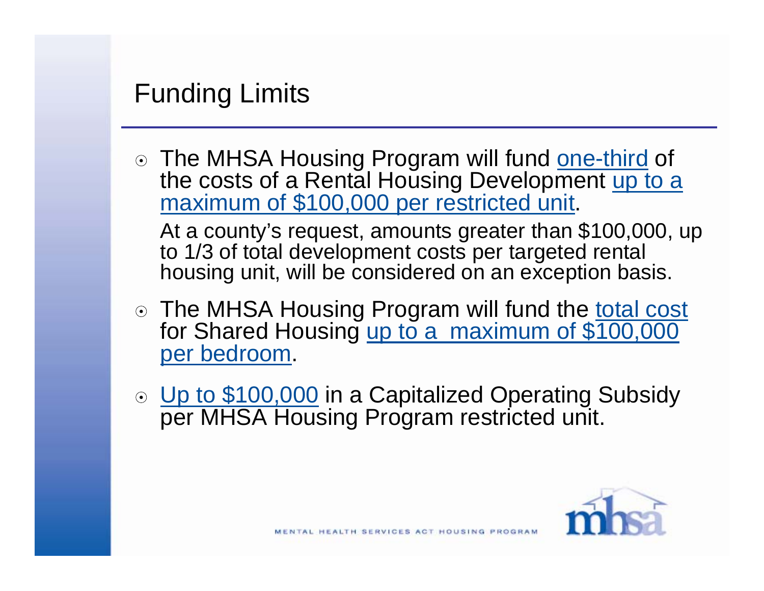# Funding Limits

- The MHSA Housing Program will fund one-third of the costs of a Rental Housing Development up to a maximum of $100,000 per restricted unit.

  At a county's request, amounts greater than $100,000, up to 1/3 of total development costs per targeted rental housing unit, will be considered on an exception basis.

- The MHSA Housing Program will fund the total cost for Shared Housing up to a maximum of $100,000 per bedroom.

- Up to $100,000 in a Capitalized Operating Subsidy per MHSA Housing Program restricted unit.

MENTAL HEALTH SERVICES ACT HOUSING PROGRAM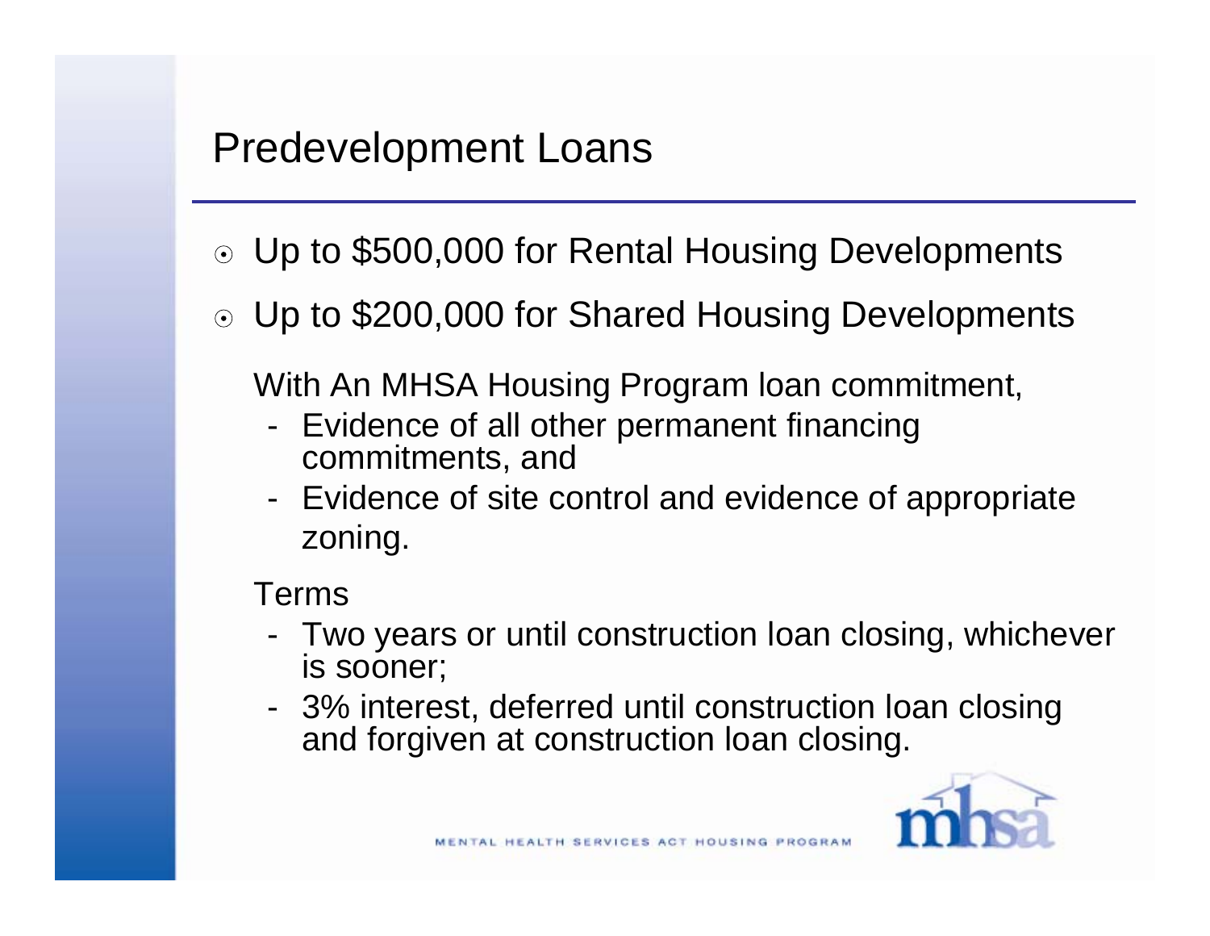# Predevelopment Loans

- Up to $500,000 for Rental Housing Developments
- Up to $200,000 for Shared Housing Developments

With An MHSA Housing Program loan commitment,

- Evidence of all other permanent financing commitments, and
- Evidence of site control and evidence of appropriate zoning.

Terms

- Two years or until construction loan closing, whichever is sooner;
- 3% interest, deferred until construction loan closing and forgiven at construction loan closing.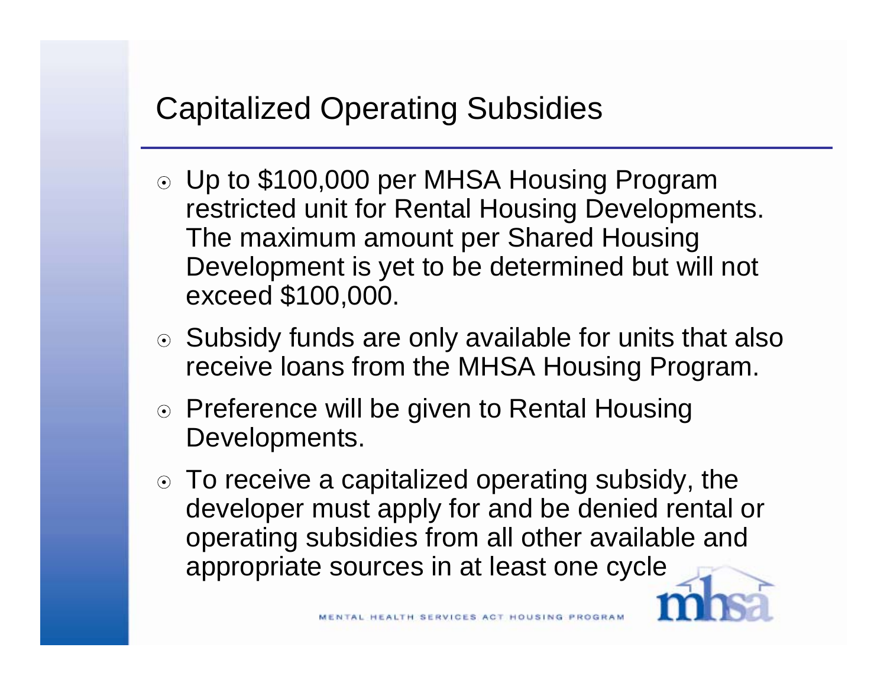# Capitalized Operating Subsidies

- Up to $100,000 per MHSA Housing Program restricted unit for Rental Housing Developments. The maximum amount per Shared Housing Development is yet to be determined but will not exceed $100,000.
- Subsidy funds are only available for units that also receive loans from the MHSA Housing Program.
- Preference will be given to Rental Housing Developments.
- To receive a capitalized operating subsidy, the developer must apply for and be denied rental or operating subsidies from all other available and appropriate sources in at least one cycle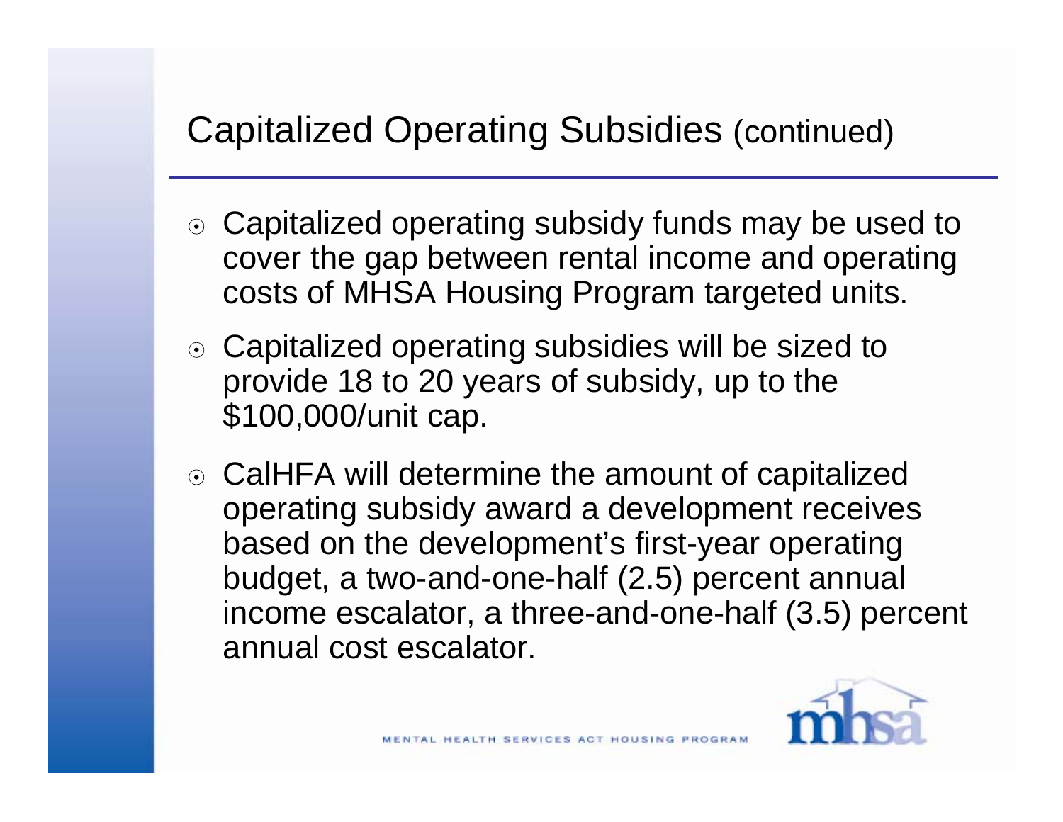# Capitalized Operating Subsidies (continued)

- Capitalized operating subsidy funds may be used to cover the gap between rental income and operating costs of MHSA Housing Program targeted units.
- Capitalized operating subsidies will be sized to provide 18 to 20 years of subsidy, up to the $100,000/unit cap.
- CalHFA will determine the amount of capitalized operating subsidy award a development receives based on the development's first-year operating budget, a two-and-one-half (2.5) percent annual income escalator, a three-and-one-half (3.5) percent annual cost escalator.

MENTAL HEALTH SERVICES ACT HOUSING PROGRAM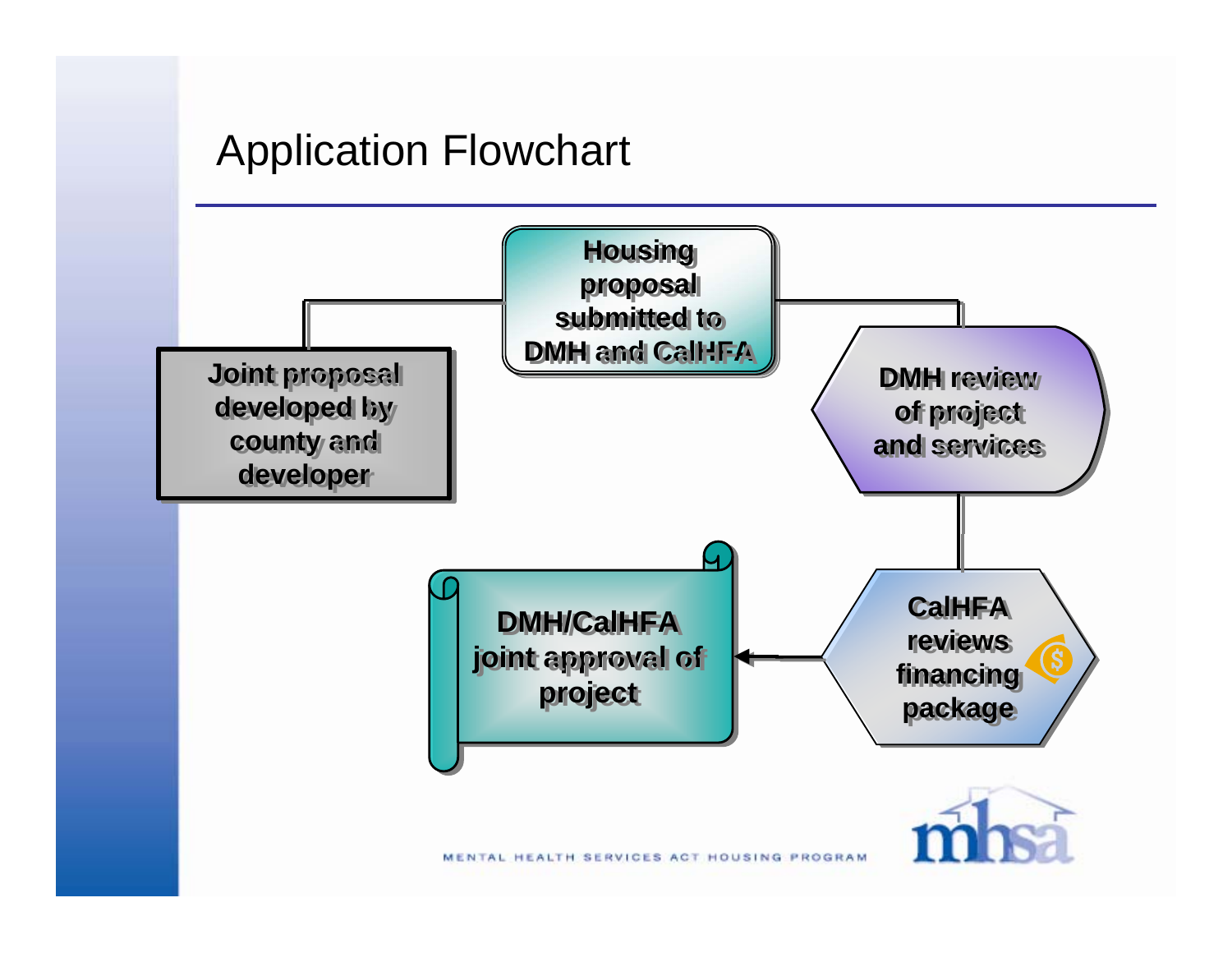# Application Flowchart

- Joint proposal developed by county and developer
- Housing proposal submitted to DMH and CalHFA
- DMH review of project and services
- CalHFA reviews financing package
- DMH/CalHFA joint approval of project

MENTAL HEALTH SERVICES ACT HOUSING PROGRAM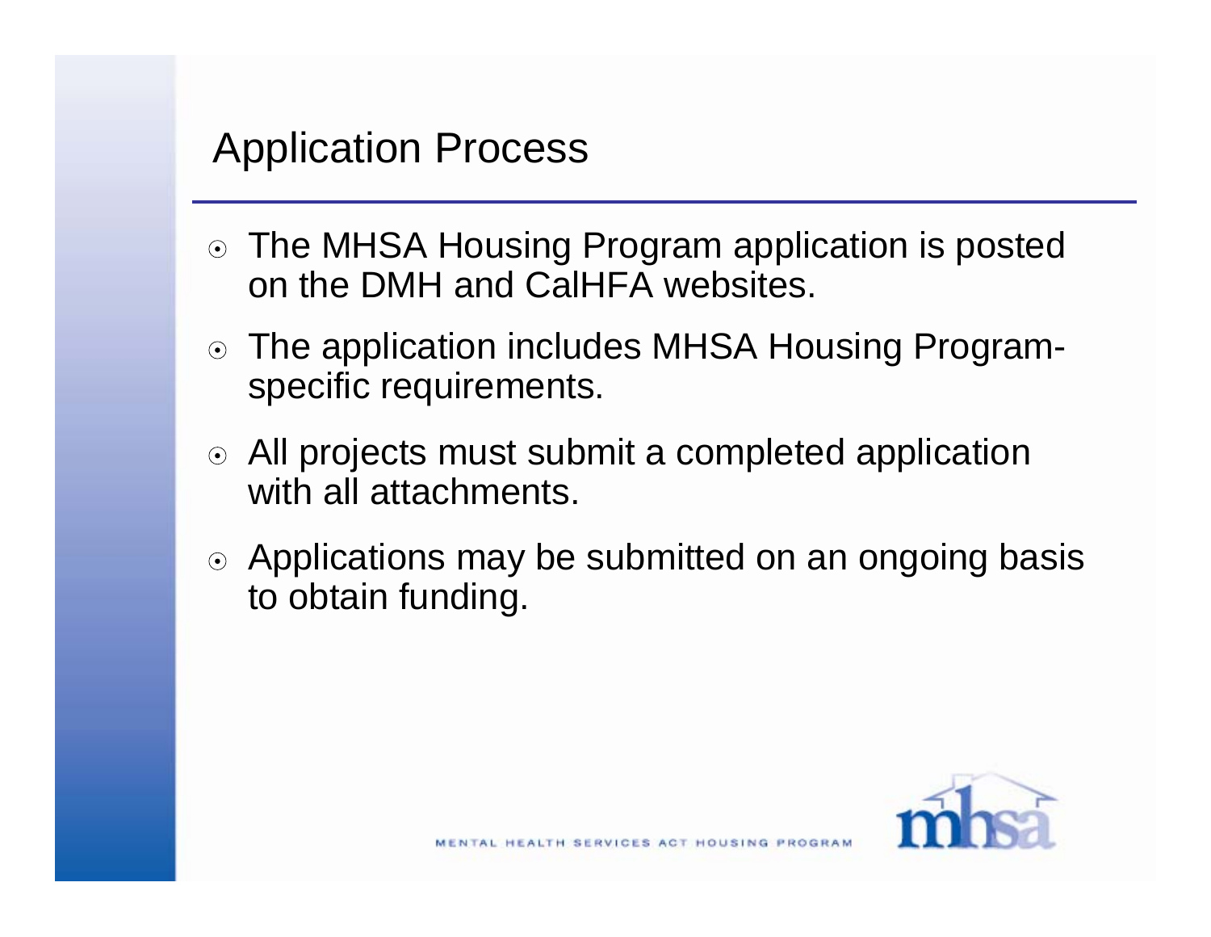## Application Process

- The MHSA Housing Program application is posted on the DMH and CalHFA websites.
- The application includes MHSA Housing Program-specific requirements.
- All projects must submit a completed application with all attachments.
- Applications may be submitted on an ongoing basis to obtain funding.

MENTAL HEALTH SERVICES ACT HOUSING PROGRAM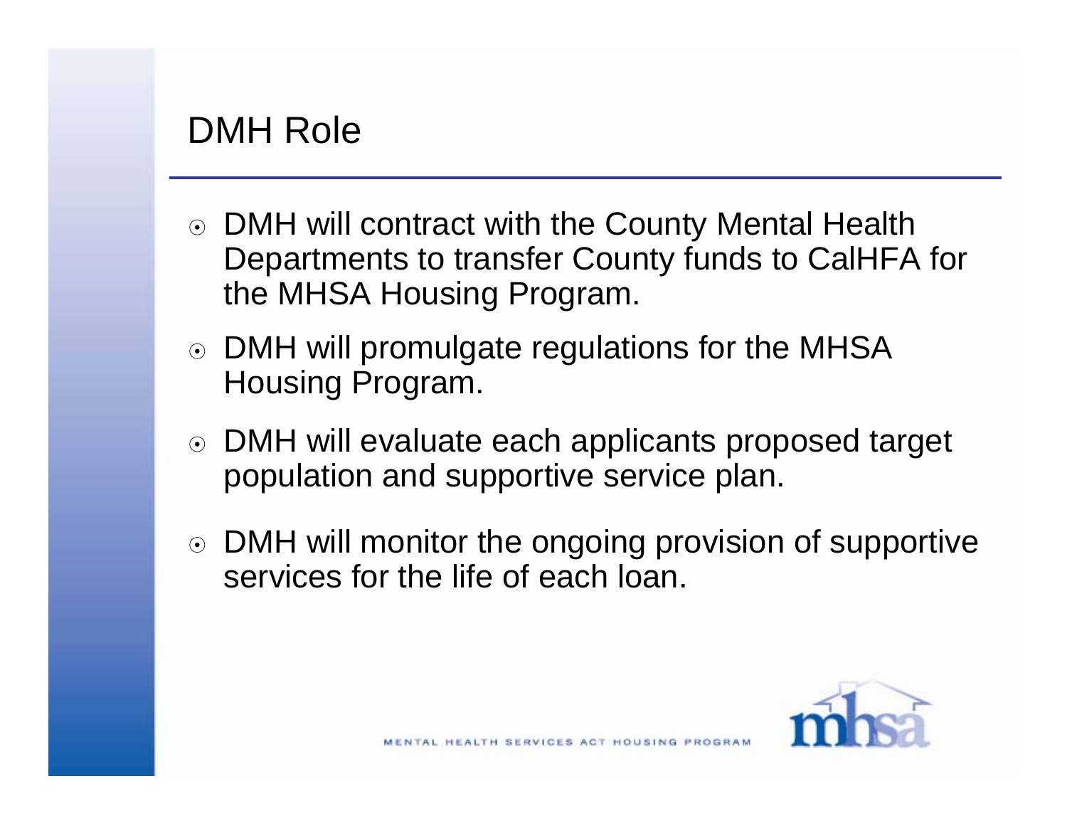# DMH Role

- DMH will contract with the County Mental Health Departments to transfer County funds to CalHFA for the MHSA Housing Program.
- DMH will promulgate regulations for the MHSA Housing Program.
- DMH will evaluate each applicants proposed target population and supportive service plan.
- DMH will monitor the ongoing provision of supportive services for the life of each loan.

MENTAL HEALTH SERVICES ACT HOUSING PROGRAM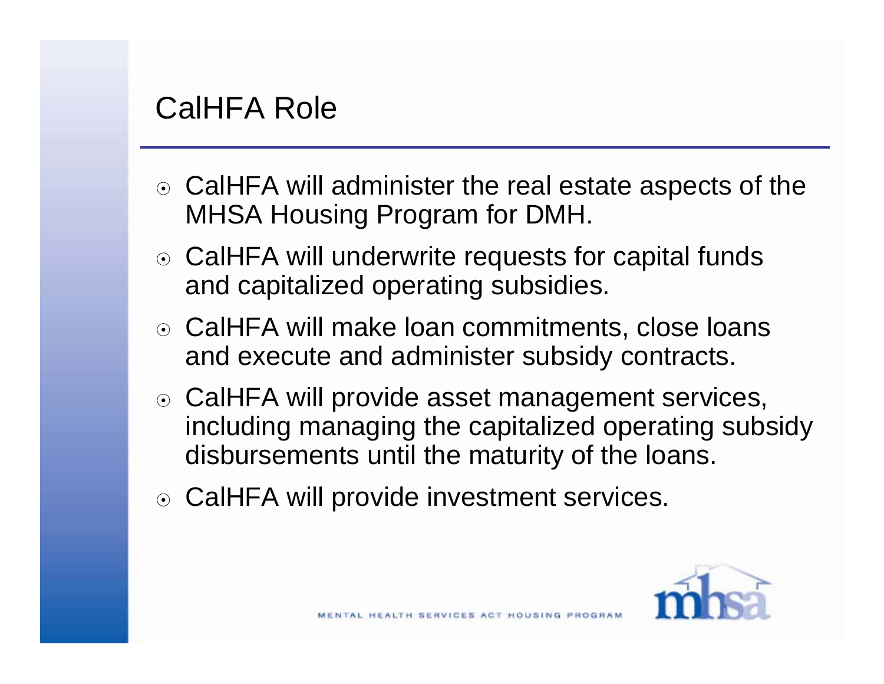## CalHFA Role

- CalHFA will administer the real estate aspects of the MHSA Housing Program for DMH.
- CalHFA will underwrite requests for capital funds and capitalized operating subsidies.
- CalHFA will make loan commitments, close loans and execute and administer subsidy contracts.
- CalHFA will provide asset management services, including managing the capitalized operating subsidy disbursements until the maturity of the loans.
- CalHFA will provide investment services.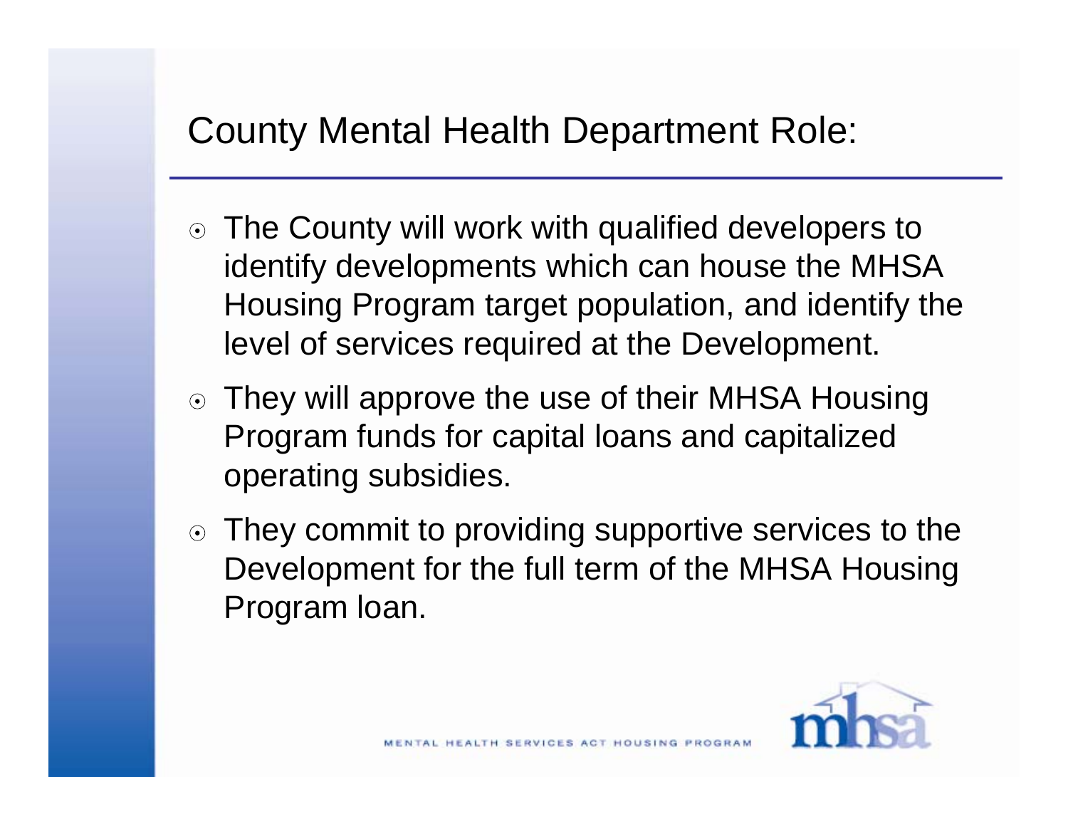## County Mental Health Department Role:

- The County will work with qualified developers to identify developments which can house the MHSA Housing Program target population, and identify the level of services required at the Development.
- They will approve the use of their MHSA Housing Program funds for capital loans and capitalized operating subsidies.
- They commit to providing supportive services to the Development for the full term of the MHSA Housing Program loan.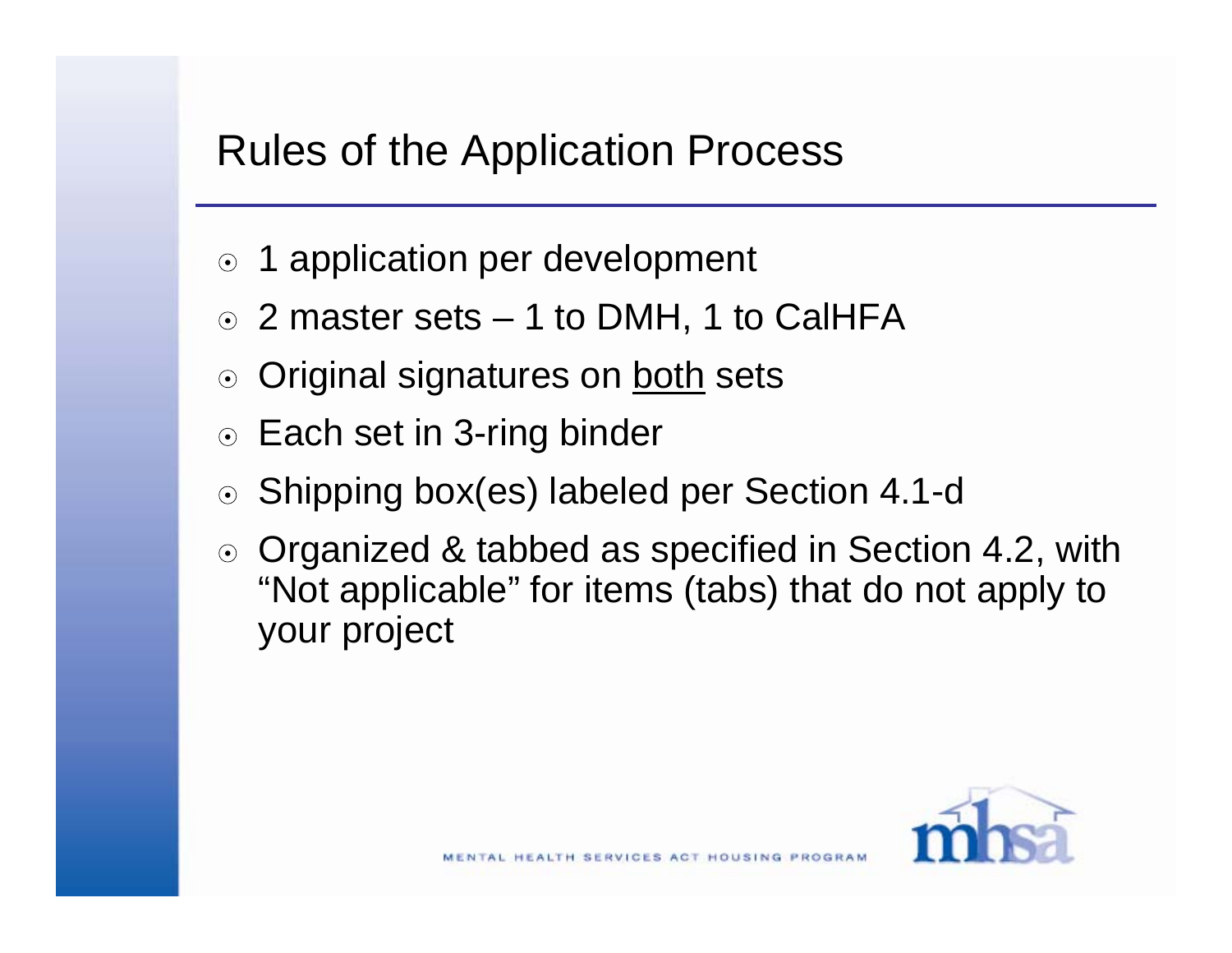# Rules of the Application Process

- 1 application per development
- 2 master sets – 1 to DMH, 1 to CalHFA
- Original signatures on <u>both</u> sets
- Each set in 3-ring binder
- Shipping box(es) labeled per Section 4.1-d
- Organized & tabbed as specified in Section 4.2, with "Not applicable" for items (tabs) that do not apply to your project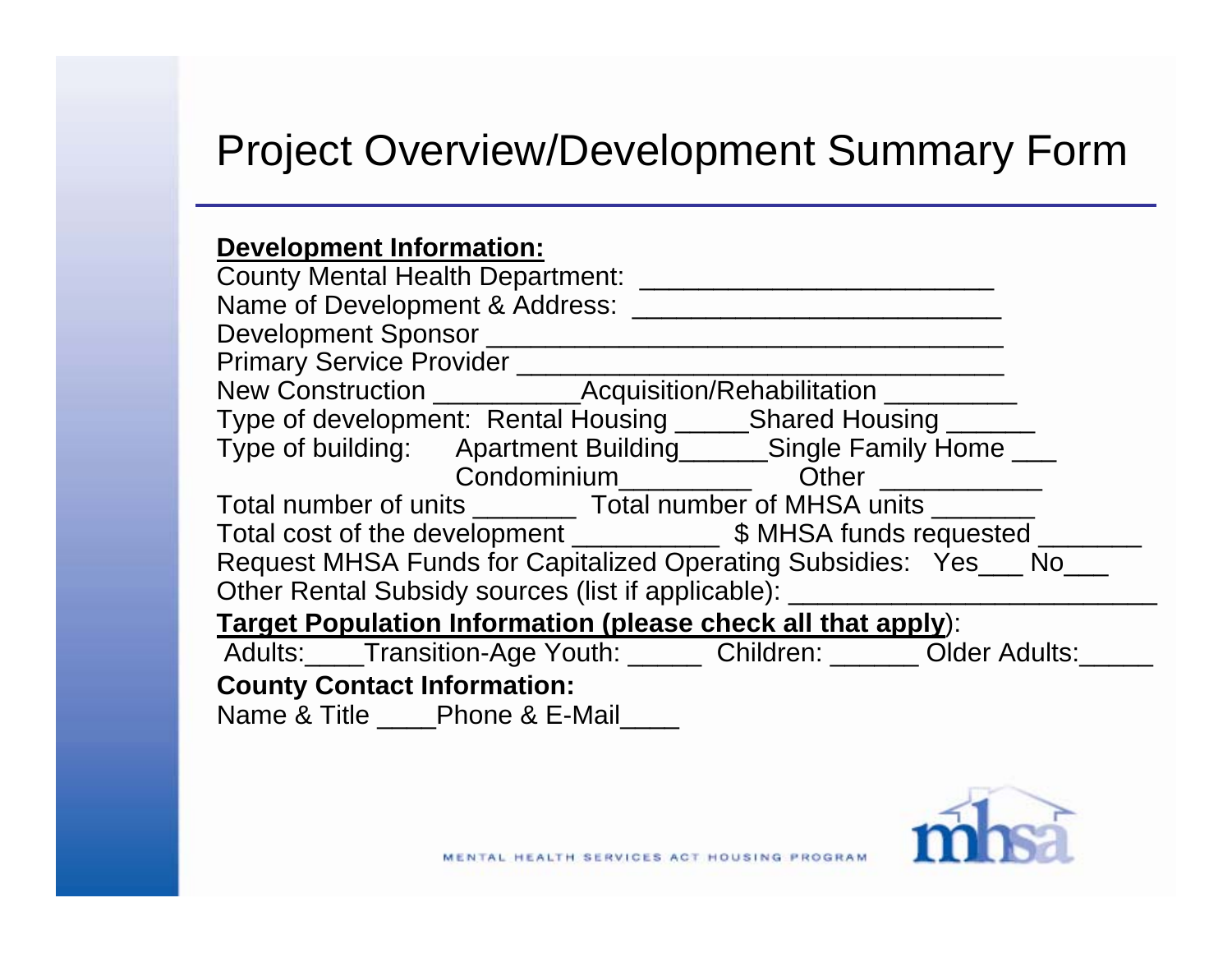# Project Overview/Development Summary Form

**Development Information:**

County Mental Health Department: ________________________

Name of Development & Address: _________________________

Development Sponsor ____________________________________

Primary Service Provider _________________________________

New Construction __________Acquisition/Rehabilitation _________

Type of development: Rental Housing _____Shared Housing ______

Type of building: Apartment Building______Single Family Home ___

Condominium_________ Other ___________

Total number of units _______ Total number of MHSA units _______

Total cost of the development __________ $ MHSA funds requested _______

Request MHSA Funds for Capitalized Operating Subsidies: Yes___ No___

Other Rental Subsidy sources (list if applicable): _________________________

**Target Population Information (please check all that apply)**:

Adults:____Transition-Age Youth: _____ Children: ______ Older Adults:_____

**County Contact Information:**

Name & Title ____Phone & E-Mail____

MENTAL HEALTH SERVICES ACT HOUSING PROGRAM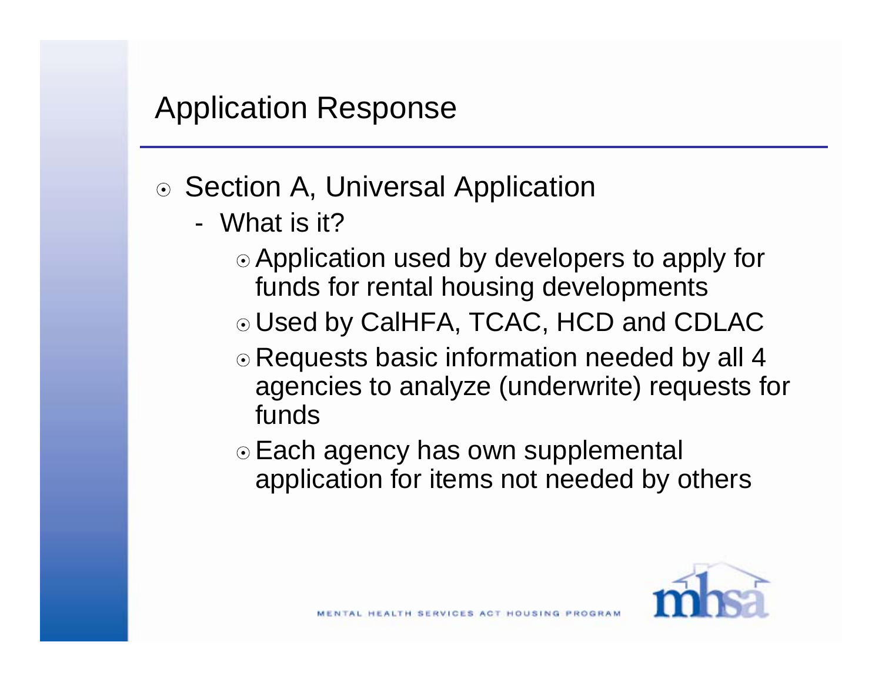# Application Response

- Section A, Universal Application
  - What is it?
    - Application used by developers to apply for funds for rental housing developments
    - Used by CalHFA, TCAC, HCD and CDLAC
    - Requests basic information needed by all 4 agencies to analyze (underwrite) requests for funds
    - Each agency has own supplemental application for items not needed by others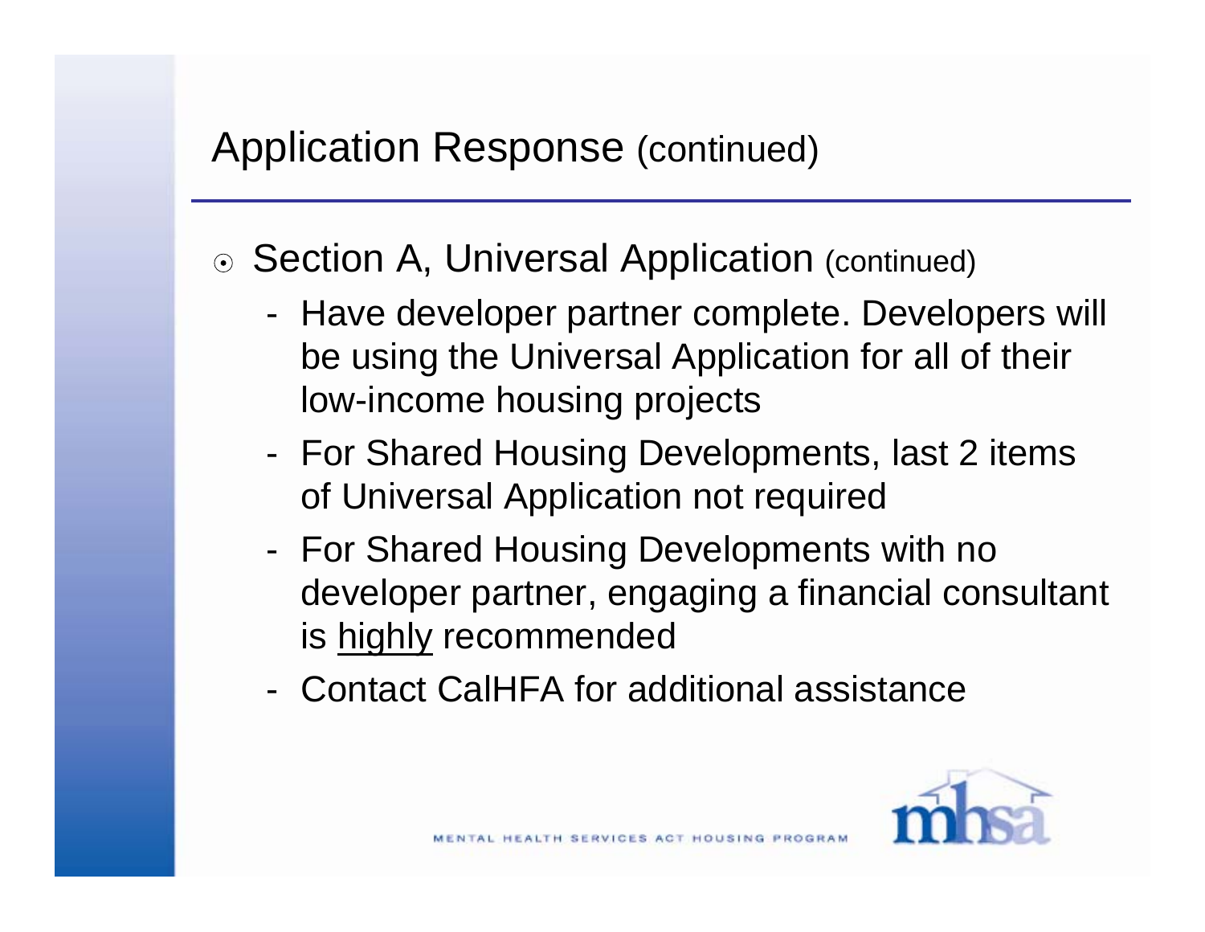# Application Response (continued)

- Section A, Universal Application (continued)
  - Have developer partner complete. Developers will be using the Universal Application for all of their low-income housing projects
  - For Shared Housing Developments, last 2 items of Universal Application not required
  - For Shared Housing Developments with no developer partner, engaging a financial consultant is <u>highly</u> recommended
  - Contact CalHFA for additional assistance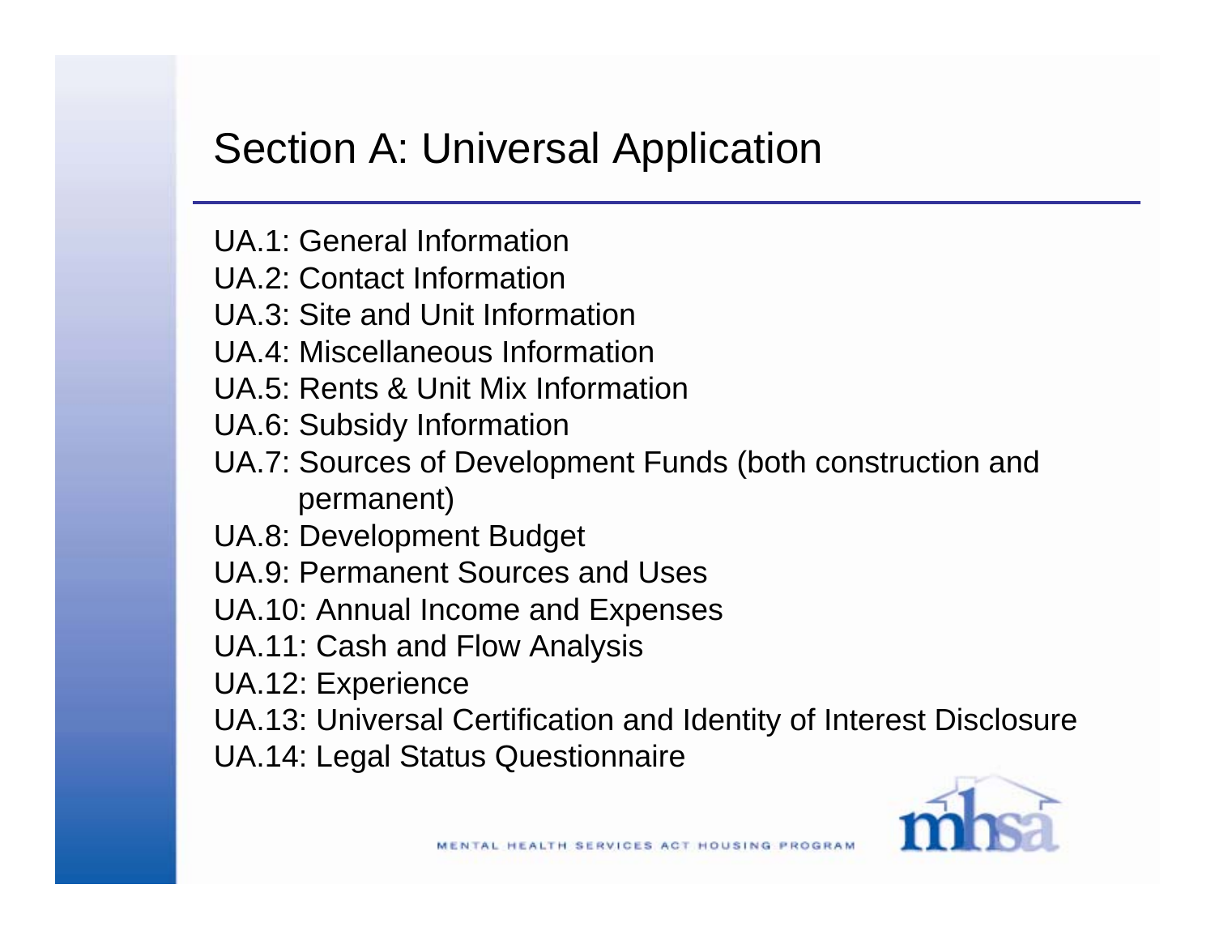# Section A: Universal Application

UA.1: General Information
UA.2: Contact Information
UA.3: Site and Unit Information
UA.4: Miscellaneous Information
UA.5: Rents & Unit Mix Information
UA.6: Subsidy Information
UA.7: Sources of Development Funds (both construction and permanent)
UA.8: Development Budget
UA.9: Permanent Sources and Uses
UA.10: Annual Income and Expenses
UA.11: Cash and Flow Analysis
UA.12: Experience
UA.13: Universal Certification and Identity of Interest Disclosure
UA.14: Legal Status Questionnaire

MENTAL HEALTH SERVICES ACT HOUSING PROGRAM

mhsa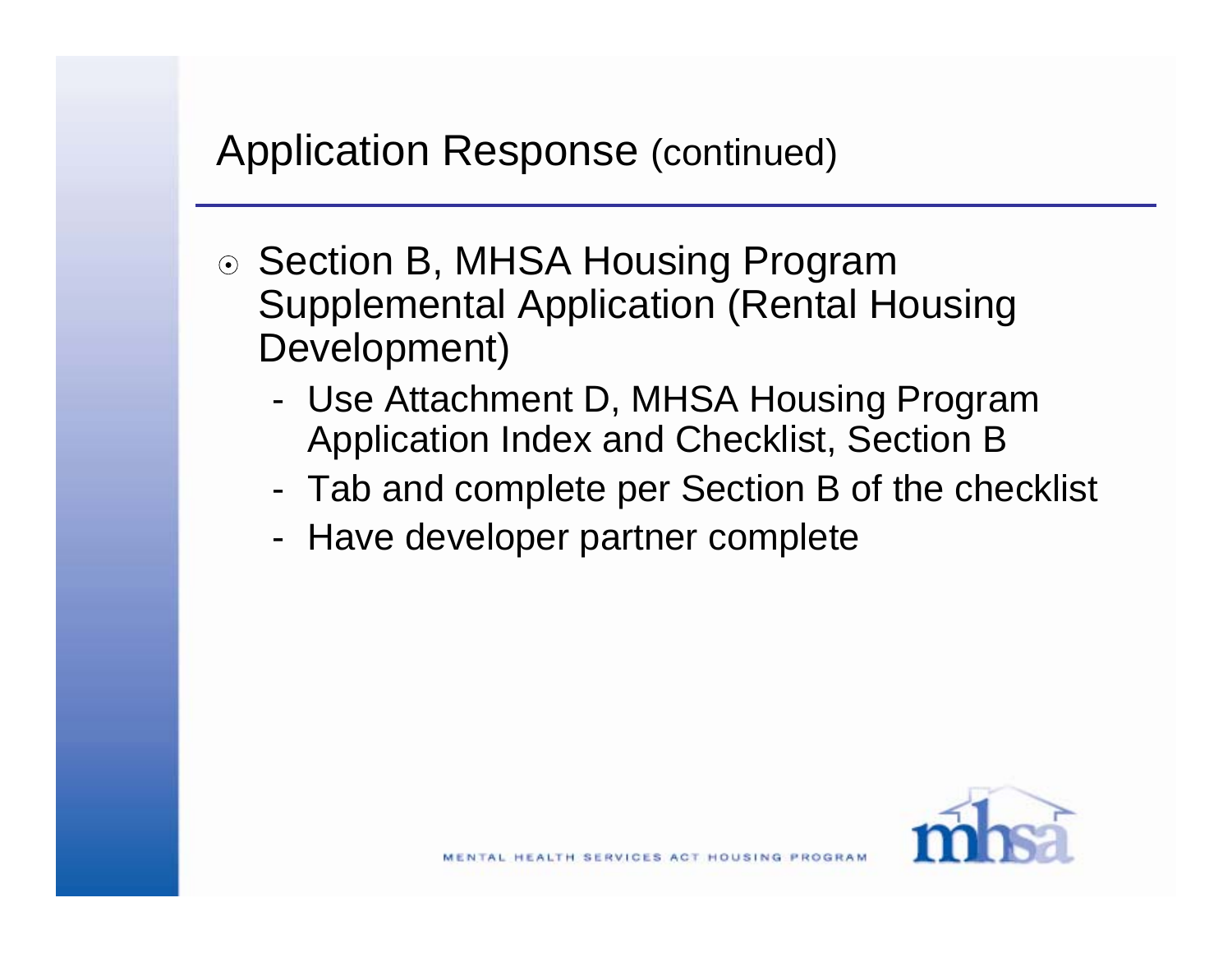## Application Response (continued)

- Section B, MHSA Housing Program Supplemental Application (Rental Housing Development)
  - Use Attachment D, MHSA Housing Program Application Index and Checklist, Section B
  - Tab and complete per Section B of the checklist
  - Have developer partner complete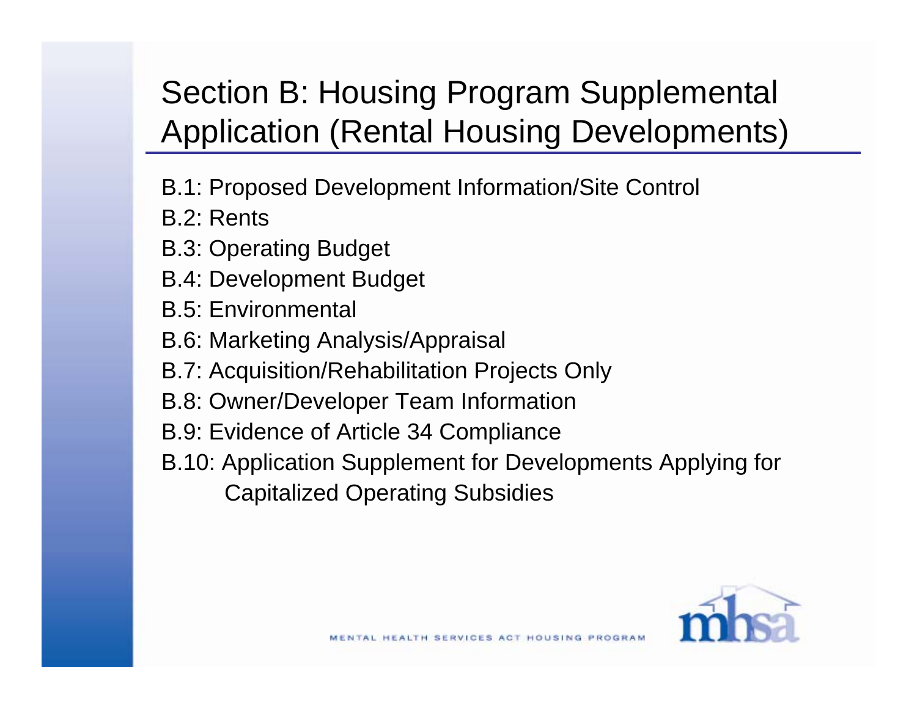# Section B: Housing Program Supplemental Application (Rental Housing Developments)

B.1: Proposed Development Information/Site Control

B.2: Rents

B.3: Operating Budget

B.4: Development Budget

B.5: Environmental

B.6: Marketing Analysis/Appraisal

B.7: Acquisition/Rehabilitation Projects Only

B.8: Owner/Developer Team Information

B.9: Evidence of Article 34 Compliance

B.10: Application Supplement for Developments Applying for Capitalized Operating Subsidies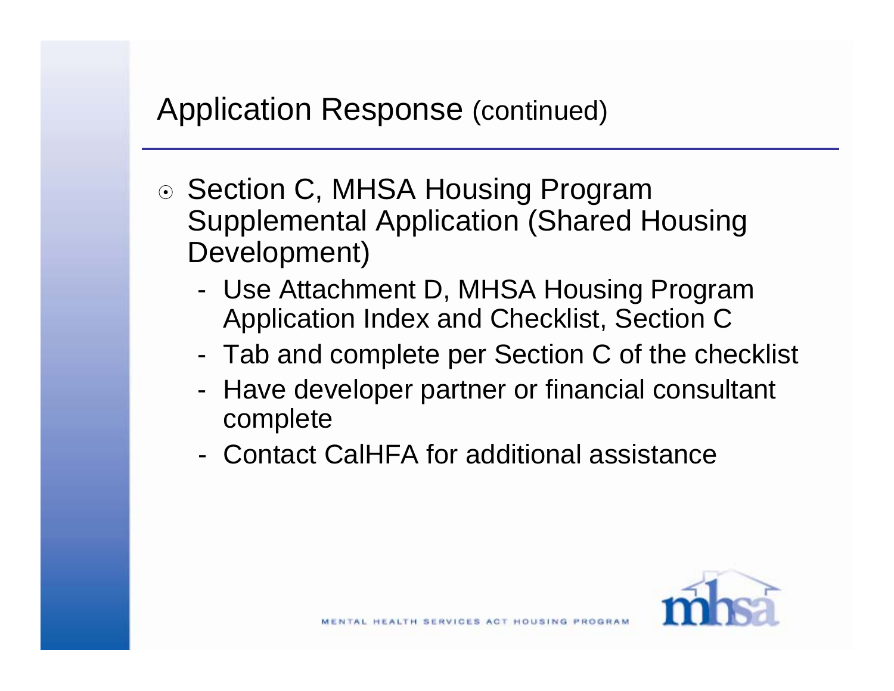## Application Response (continued)

- Section C, MHSA Housing Program Supplemental Application (Shared Housing Development)
  - Use Attachment D, MHSA Housing Program Application Index and Checklist, Section C
  - Tab and complete per Section C of the checklist
  - Have developer partner or financial consultant complete
  - Contact CalHFA for additional assistance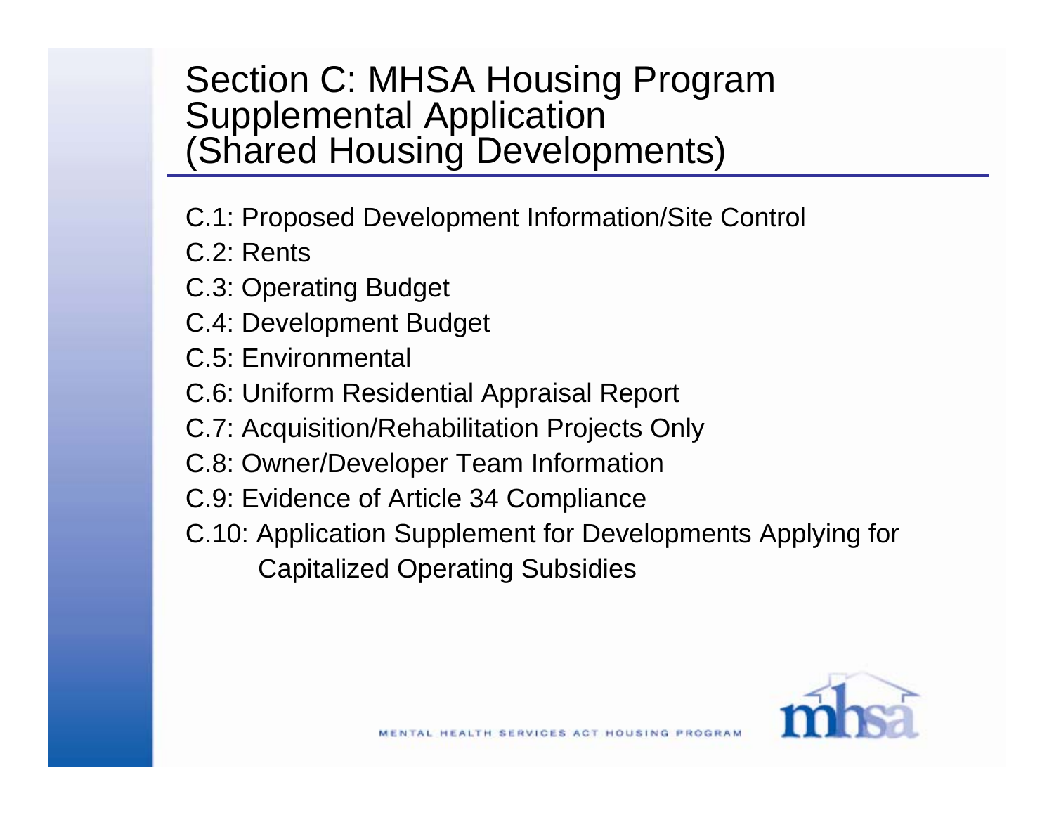# Section C: MHSA Housing Program Supplemental Application (Shared Housing Developments)

- C.1: Proposed Development Information/Site Control
- C.2: Rents
- C.3: Operating Budget
- C.4: Development Budget
- C.5: Environmental
- C.6: Uniform Residential Appraisal Report
- C.7: Acquisition/Rehabilitation Projects Only
- C.8: Owner/Developer Team Information
- C.9: Evidence of Article 34 Compliance
- C.10: Application Supplement for Developments Applying for Capitalized Operating Subsidies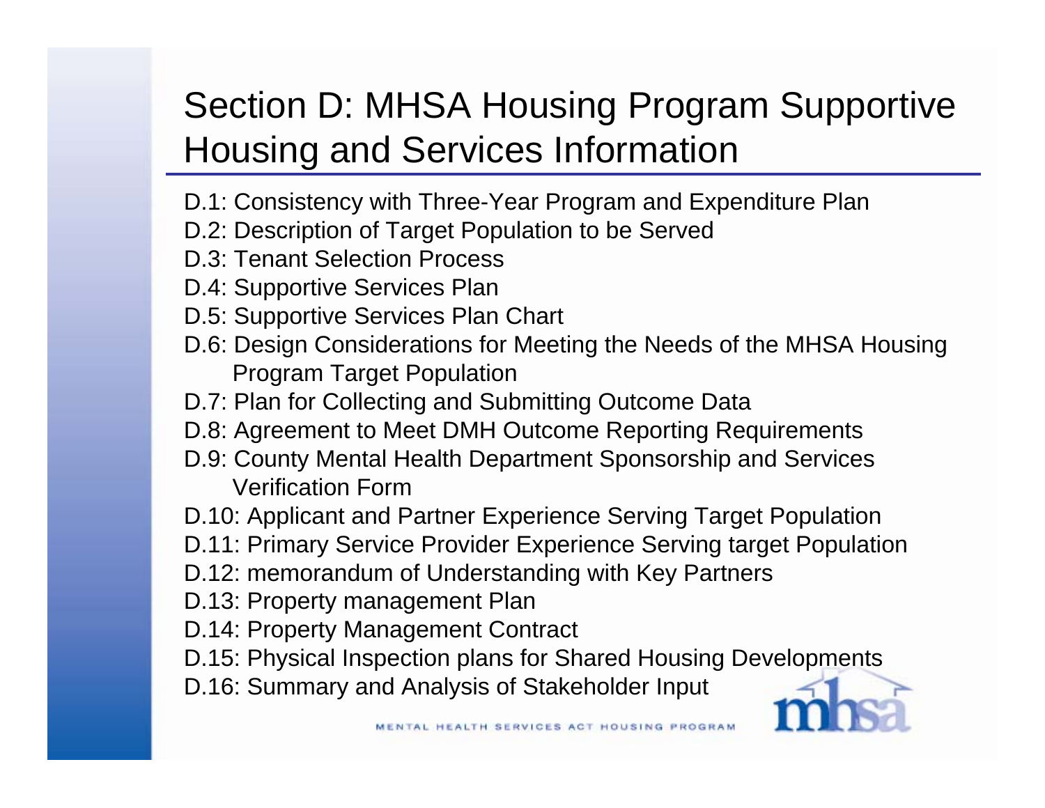# Section D: MHSA Housing Program Supportive Housing and Services Information

- D.1: Consistency with Three-Year Program and Expenditure Plan
- D.2: Description of Target Population to be Served
- D.3: Tenant Selection Process
- D.4: Supportive Services Plan
- D.5: Supportive Services Plan Chart
- D.6: Design Considerations for Meeting the Needs of the MHSA Housing Program Target Population
- D.7: Plan for Collecting and Submitting Outcome Data
- D.8: Agreement to Meet DMH Outcome Reporting Requirements
- D.9: County Mental Health Department Sponsorship and Services Verification Form
- D.10: Applicant and Partner Experience Serving Target Population
- D.11: Primary Service Provider Experience Serving target Population
- D.12: memorandum of Understanding with Key Partners
- D.13: Property management Plan
- D.14: Property Management Contract
- D.15: Physical Inspection plans for Shared Housing Developments
- D.16: Summary and Analysis of Stakeholder Input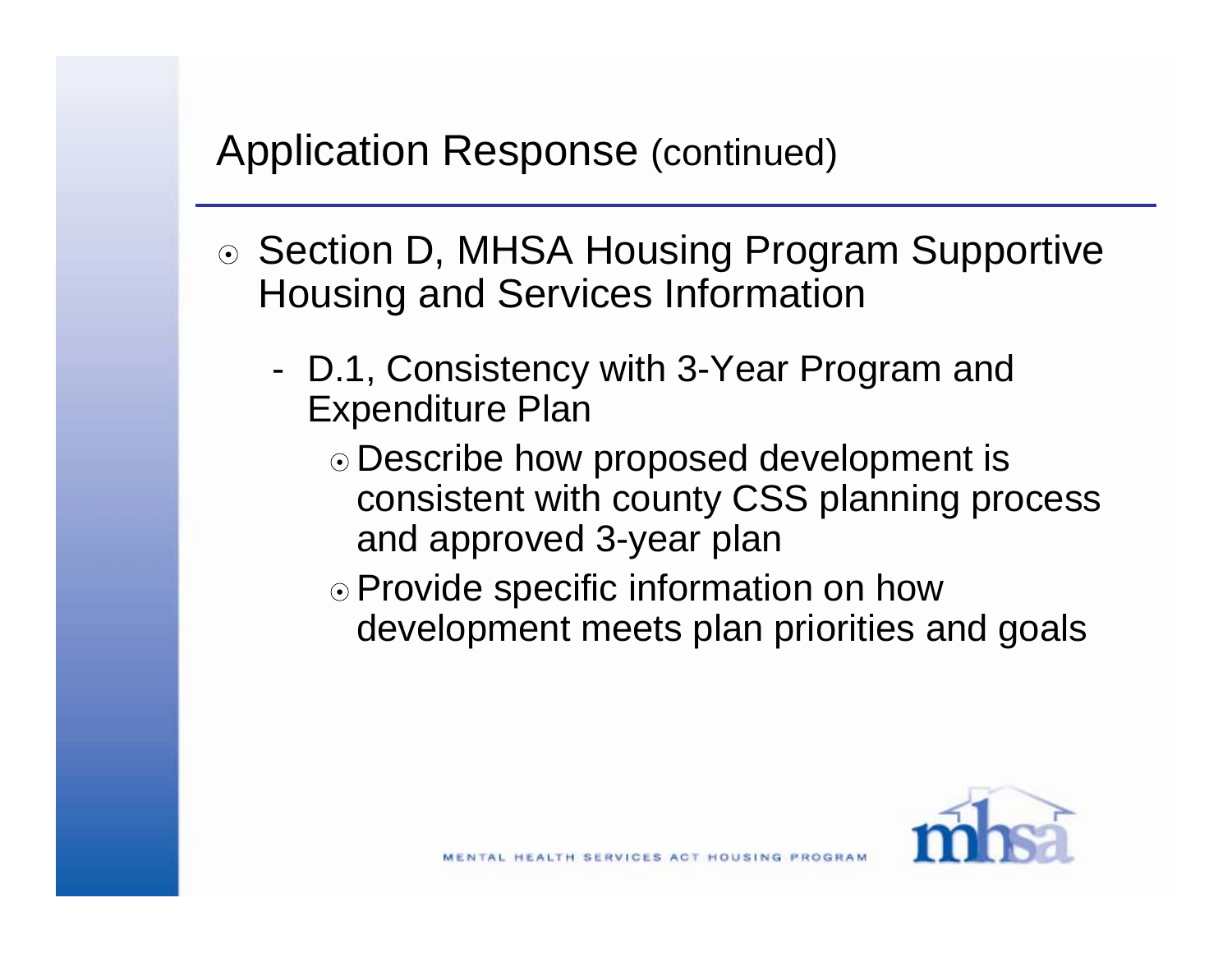# Application Response (continued)

- Section D, MHSA Housing Program Supportive Housing and Services Information
  - D.1, Consistency with 3-Year Program and Expenditure Plan
    - Describe how proposed development is consistent with county CSS planning process and approved 3-year plan
    - Provide specific information on how development meets plan priorities and goals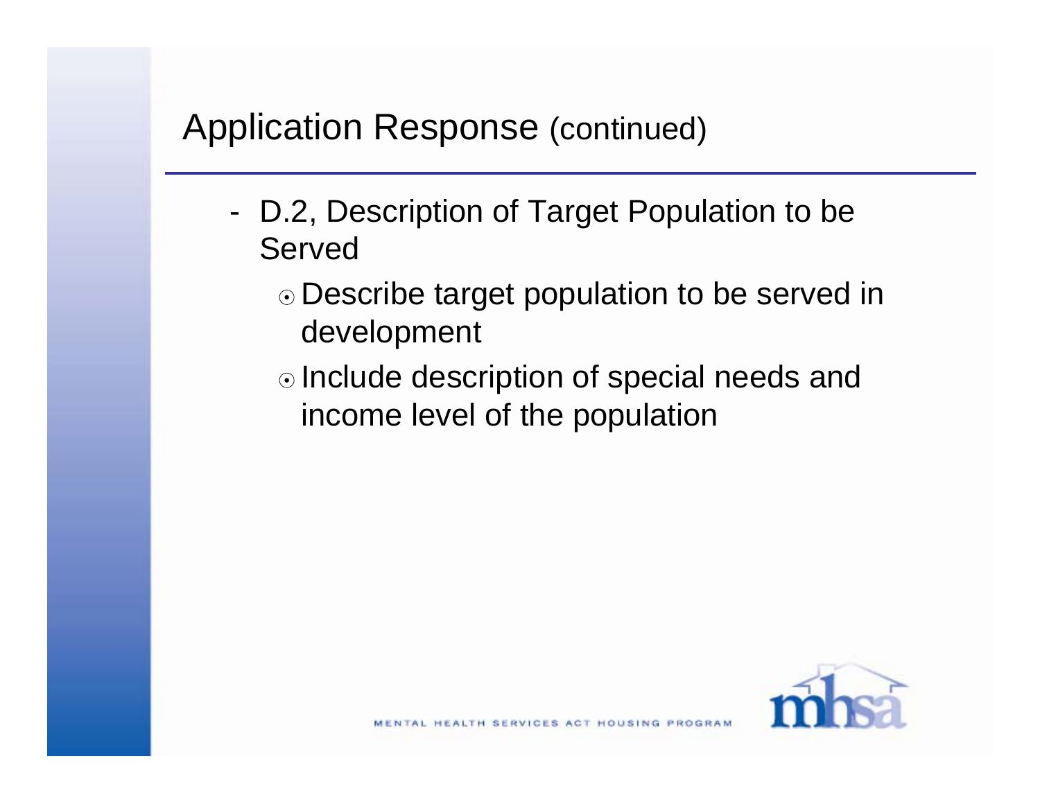# Application Response (continued)

- D.2, Description of Target Population to be Served
  - Describe target population to be served in development
  - Include description of special needs and income level of the population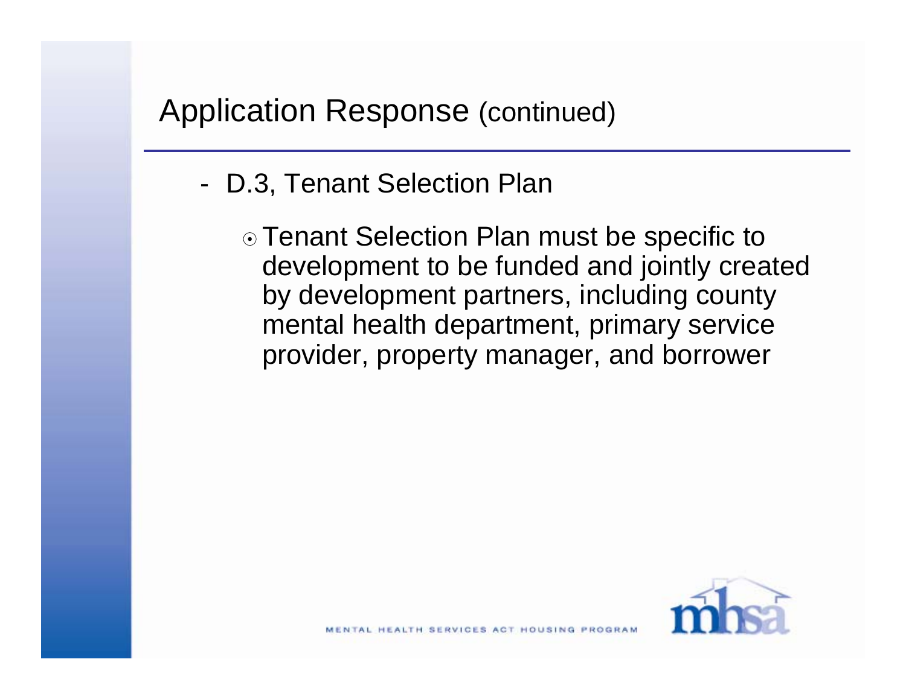# Application Response (continued)

- D.3, Tenant Selection Plan
  - Tenant Selection Plan must be specific to development to be funded and jointly created by development partners, including county mental health department, primary service provider, property manager, and borrower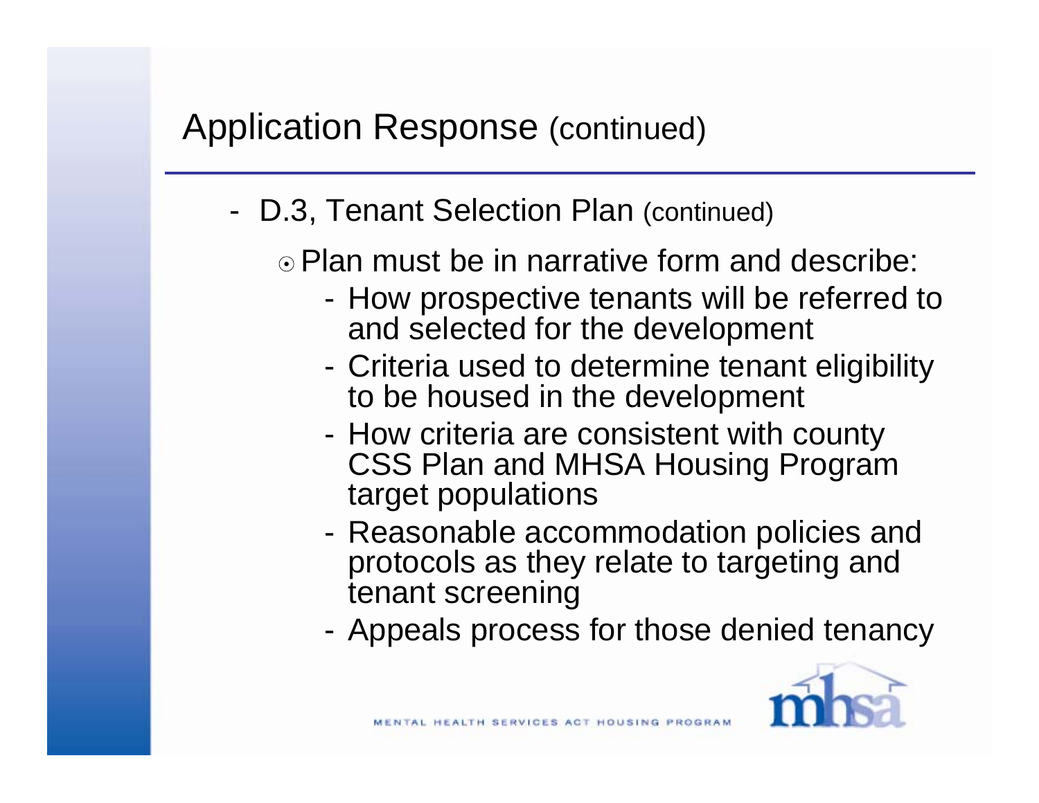## Application Response (continued)

- D.3, Tenant Selection Plan (continued)
  - Plan must be in narrative form and describe:
    - How prospective tenants will be referred to and selected for the development
    - Criteria used to determine tenant eligibility to be housed in the development
    - How criteria are consistent with county CSS Plan and MHSA Housing Program target populations
    - Reasonable accommodation policies and protocols as they relate to targeting and tenant screening
    - Appeals process for those denied tenancy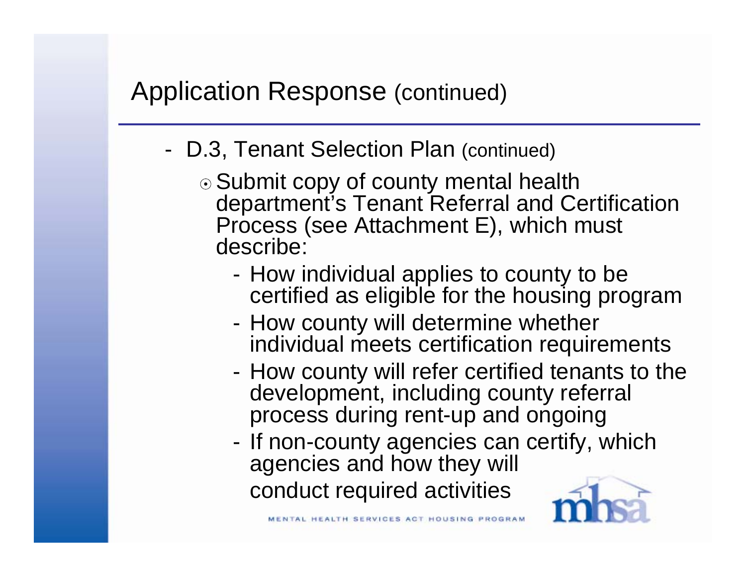## Application Response (continued)

- D.3, Tenant Selection Plan (continued)
  - Submit copy of county mental health department's Tenant Referral and Certification Process (see Attachment E), which must describe:
    - How individual applies to county to be certified as eligible for the housing program
    - How county will determine whether individual meets certification requirements
    - How county will refer certified tenants to the development, including county referral process during rent-up and ongoing
    - If non-county agencies can certify, which agencies and how they will conduct required activities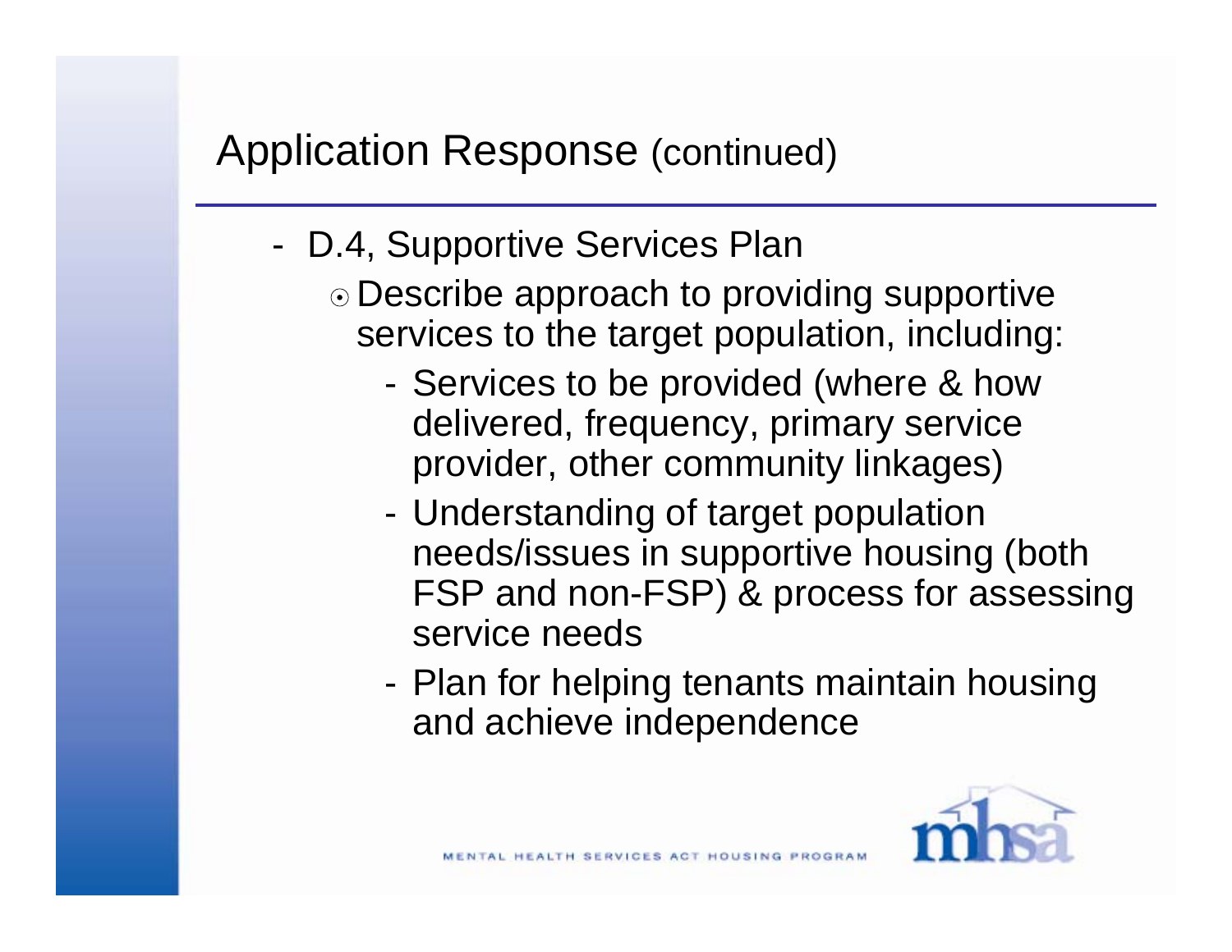# Application Response (continued)

- D.4, Supportive Services Plan
  - Describe approach to providing supportive services to the target population, including:
    - Services to be provided (where & how delivered, frequency, primary service provider, other community linkages)
    - Understanding of target population needs/issues in supportive housing (both FSP and non-FSP) & process for assessing service needs
    - Plan for helping tenants maintain housing and achieve independence

MENTAL HEALTH SERVICES ACT HOUSING PROGRAM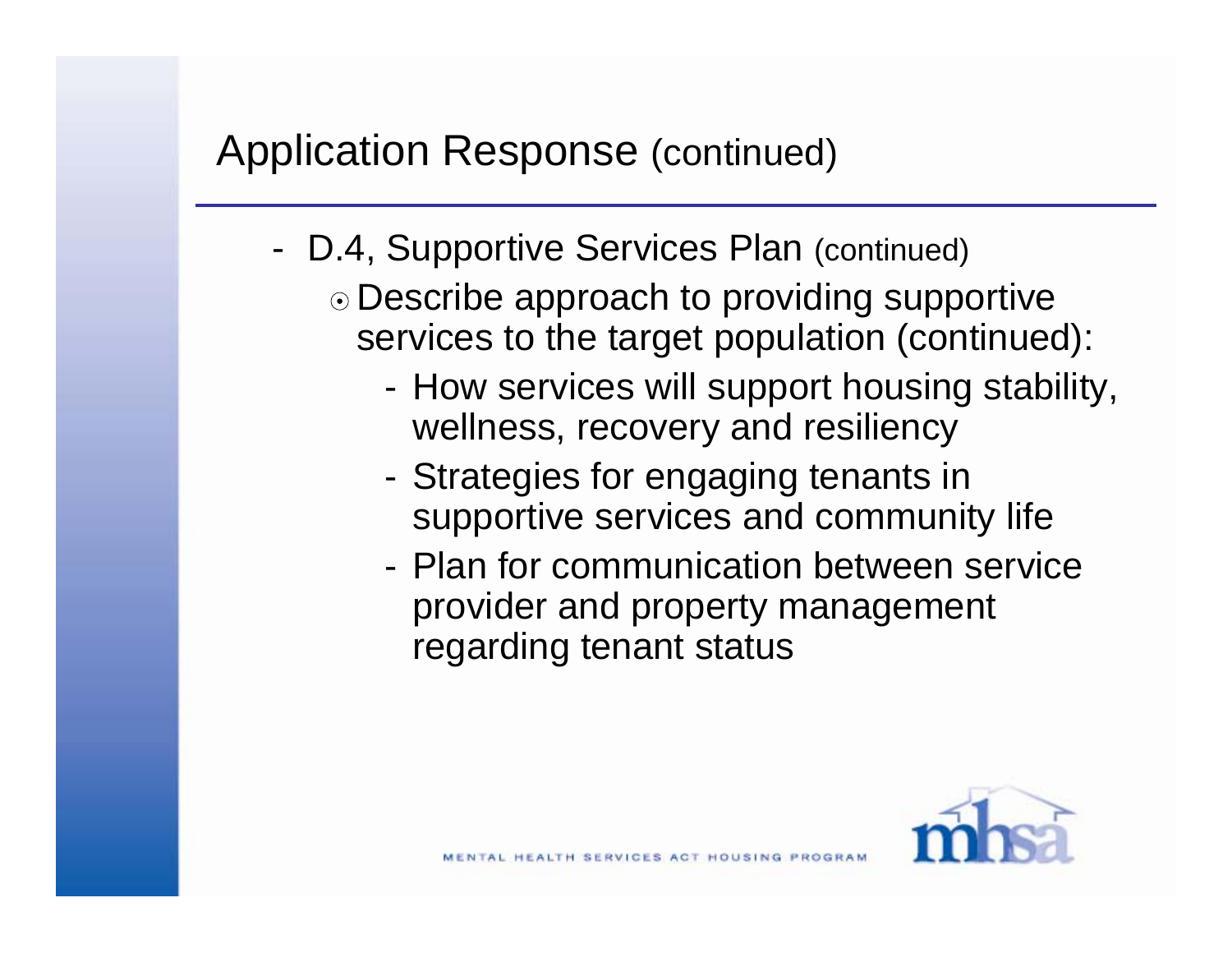## Application Response (continued)

- D.4, Supportive Services Plan (continued)
  - Describe approach to providing supportive services to the target population (continued):
    - How services will support housing stability, wellness, recovery and resiliency
    - Strategies for engaging tenants in supportive services and community life
    - Plan for communication between service provider and property management regarding tenant status

MENTAL HEALTH SERVICES ACT HOUSING PROGRAM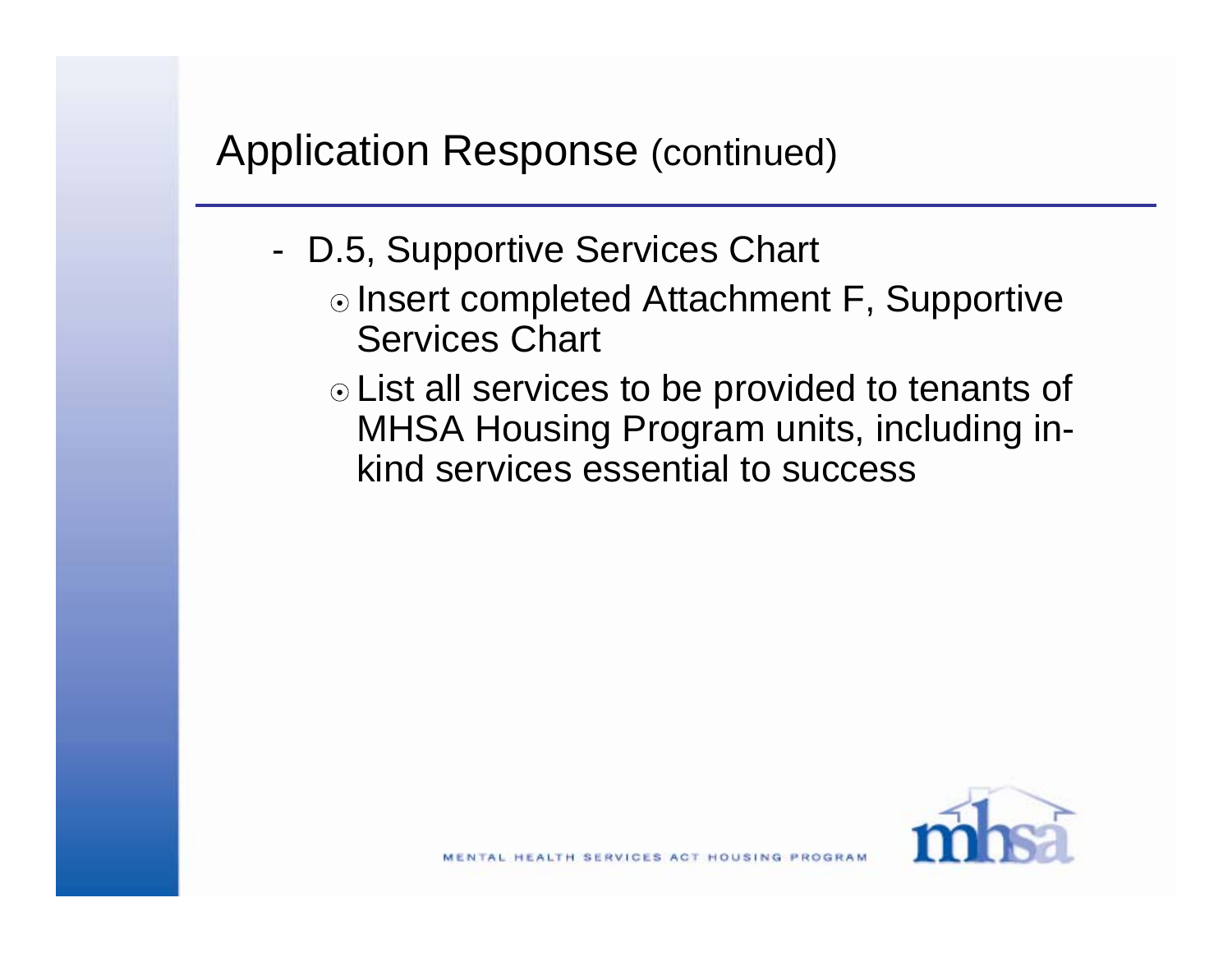## Application Response (continued)

- D.5, Supportive Services Chart
  - Insert completed Attachment F, Supportive Services Chart
  - List all services to be provided to tenants of MHSA Housing Program units, including in-kind services essential to success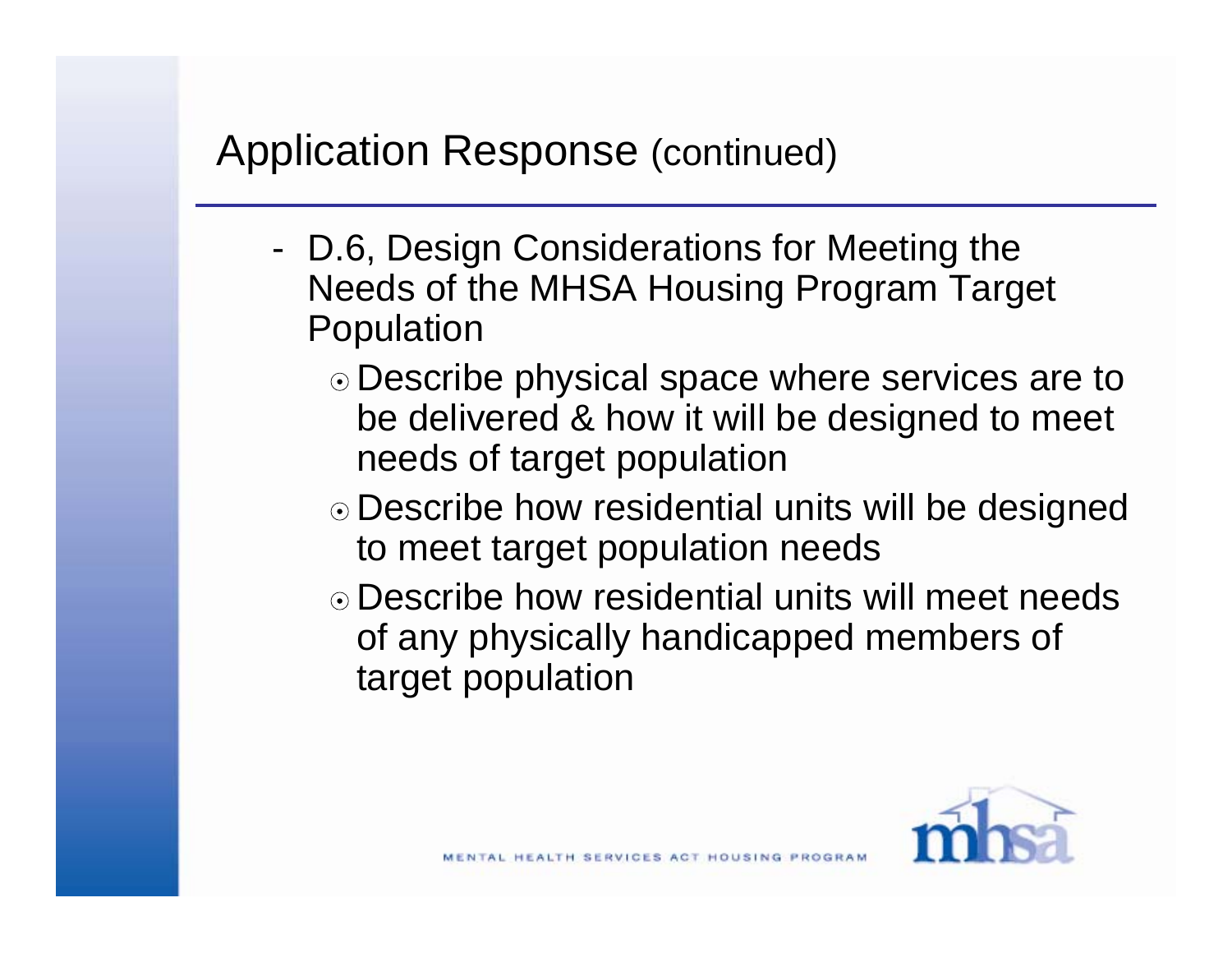# Application Response (continued)

- D.6, Design Considerations for Meeting the Needs of the MHSA Housing Program Target Population
  - Describe physical space where services are to be delivered & how it will be designed to meet needs of target population
  - Describe how residential units will be designed to meet target population needs
  - Describe how residential units will meet needs of any physically handicapped members of target population

MENTAL HEALTH SERVICES ACT HOUSING PROGRAM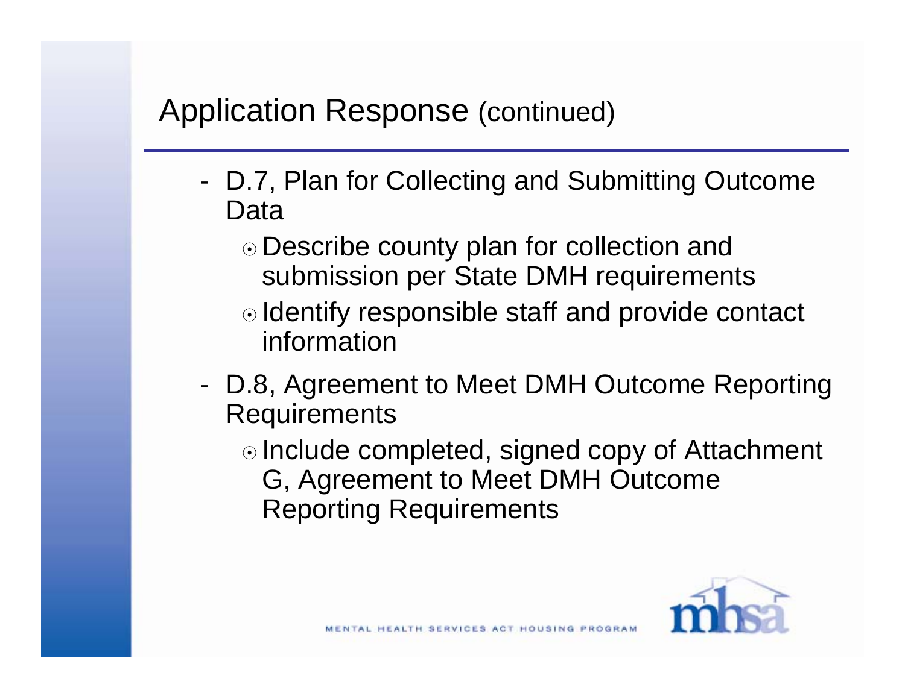## Application Response (continued)

- D.7, Plan for Collecting and Submitting Outcome Data
  - Describe county plan for collection and submission per State DMH requirements
  - Identify responsible staff and provide contact information
- D.8, Agreement to Meet DMH Outcome Reporting Requirements
  - Include completed, signed copy of Attachment G, Agreement to Meet DMH Outcome Reporting Requirements

MENTAL HEALTH SERVICES ACT HOUSING PROGRAM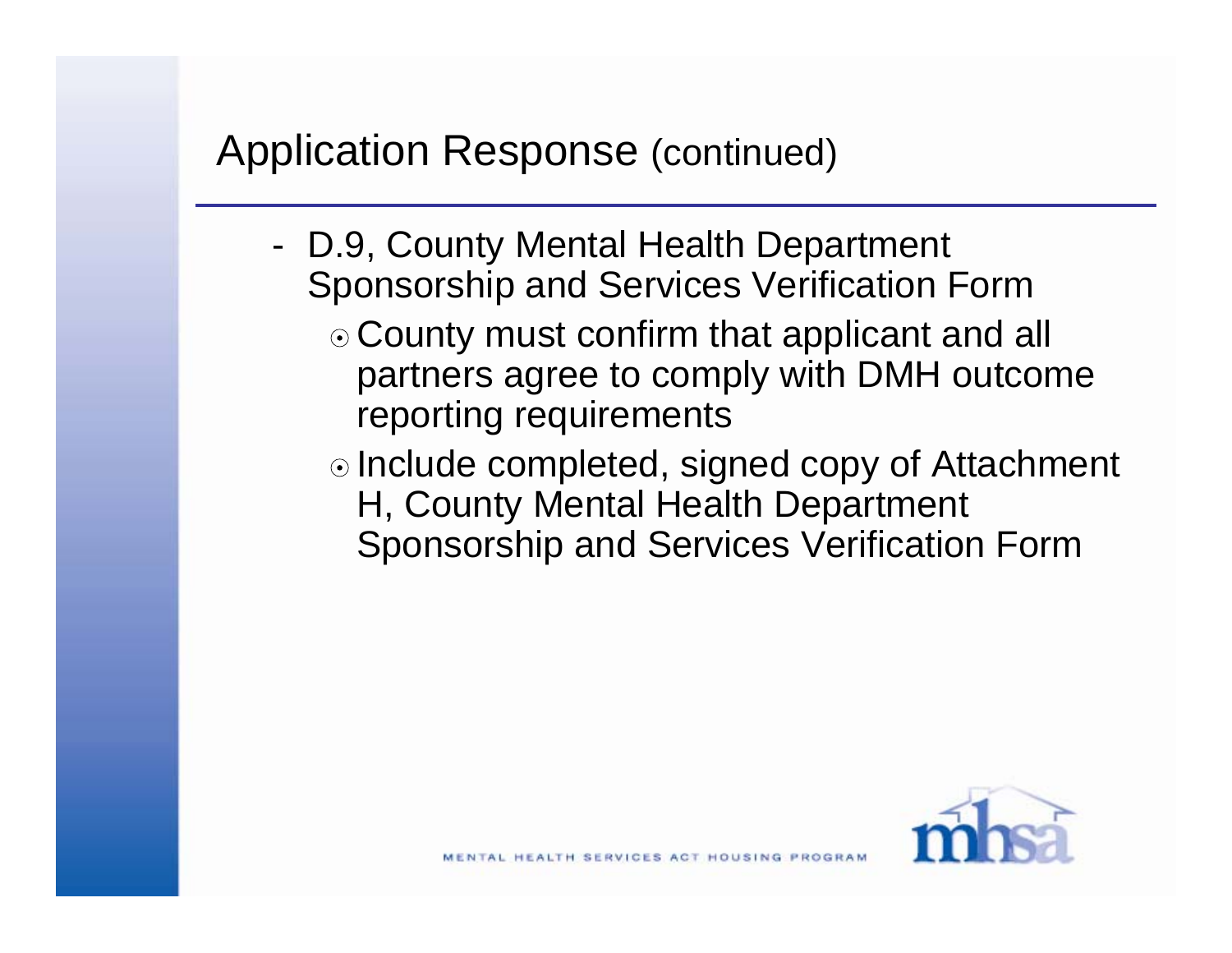## Application Response (continued)

- D.9, County Mental Health Department Sponsorship and Services Verification Form
  - County must confirm that applicant and all partners agree to comply with DMH outcome reporting requirements
  - Include completed, signed copy of Attachment H, County Mental Health Department Sponsorship and Services Verification Form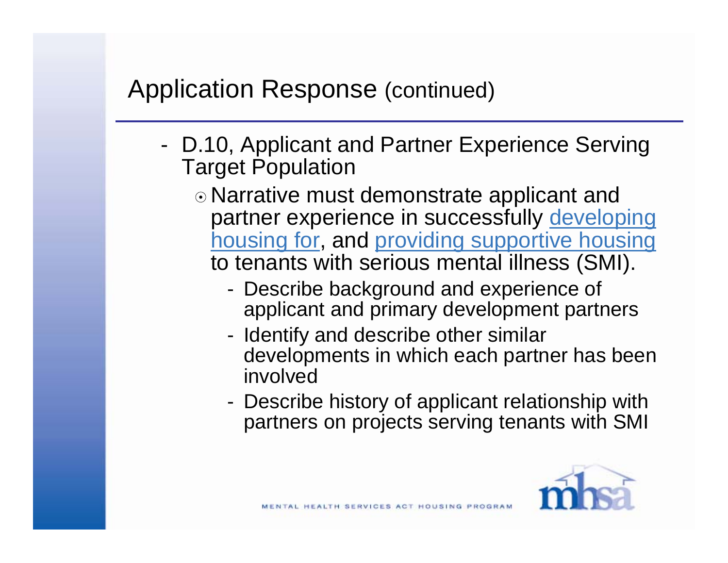## Application Response (continued)

- D.10, Applicant and Partner Experience Serving Target Population
  - Narrative must demonstrate applicant and partner experience in successfully developing housing for, and providing supportive housing to tenants with serious mental illness (SMI).
    - Describe background and experience of applicant and primary development partners
    - Identify and describe other similar developments in which each partner has been involved
    - Describe history of applicant relationship with partners on projects serving tenants with SMI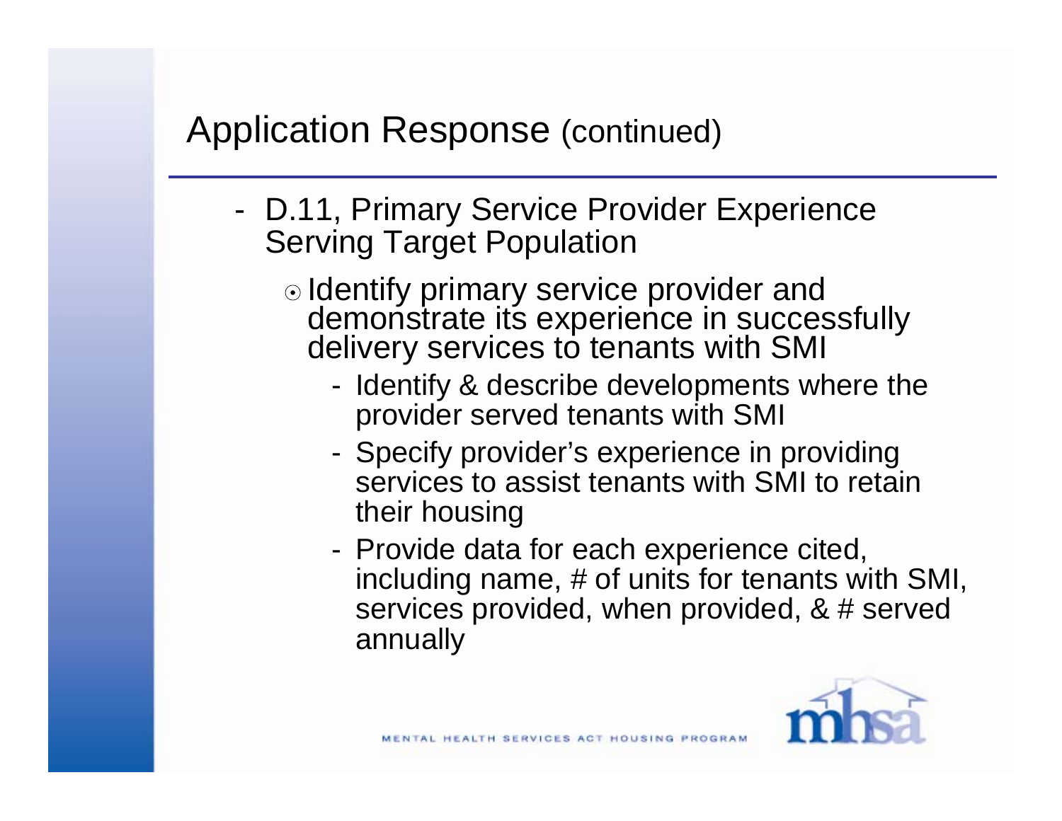## Application Response (continued)

- D.11, Primary Service Provider Experience Serving Target Population
  - Identify primary service provider and demonstrate its experience in successfully delivery services to tenants with SMI
    - Identify & describe developments where the provider served tenants with SMI
    - Specify provider's experience in providing services to assist tenants with SMI to retain their housing
    - Provide data for each experience cited, including name, # of units for tenants with SMI, services provided, when provided, & # served annually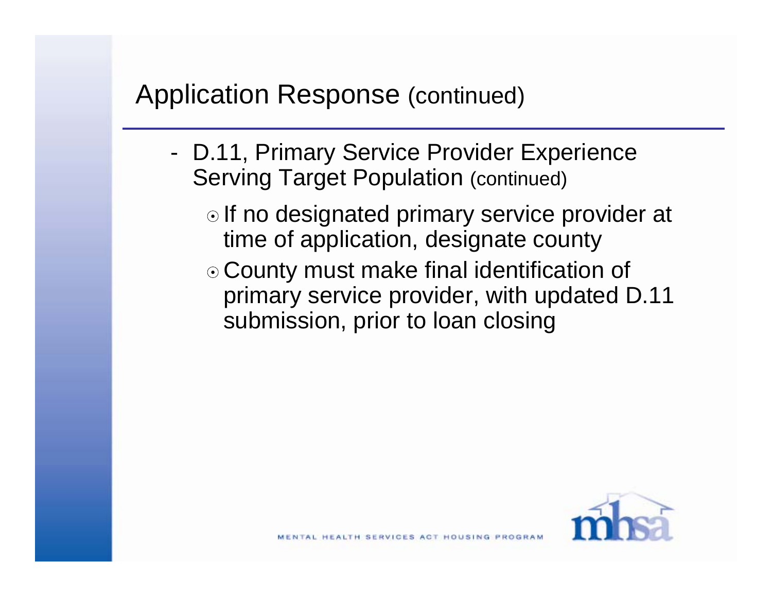# Application Response (continued)

- D.11, Primary Service Provider Experience Serving Target Population (continued)
  - If no designated primary service provider at time of application, designate county
  - County must make final identification of primary service provider, with updated D.11 submission, prior to loan closing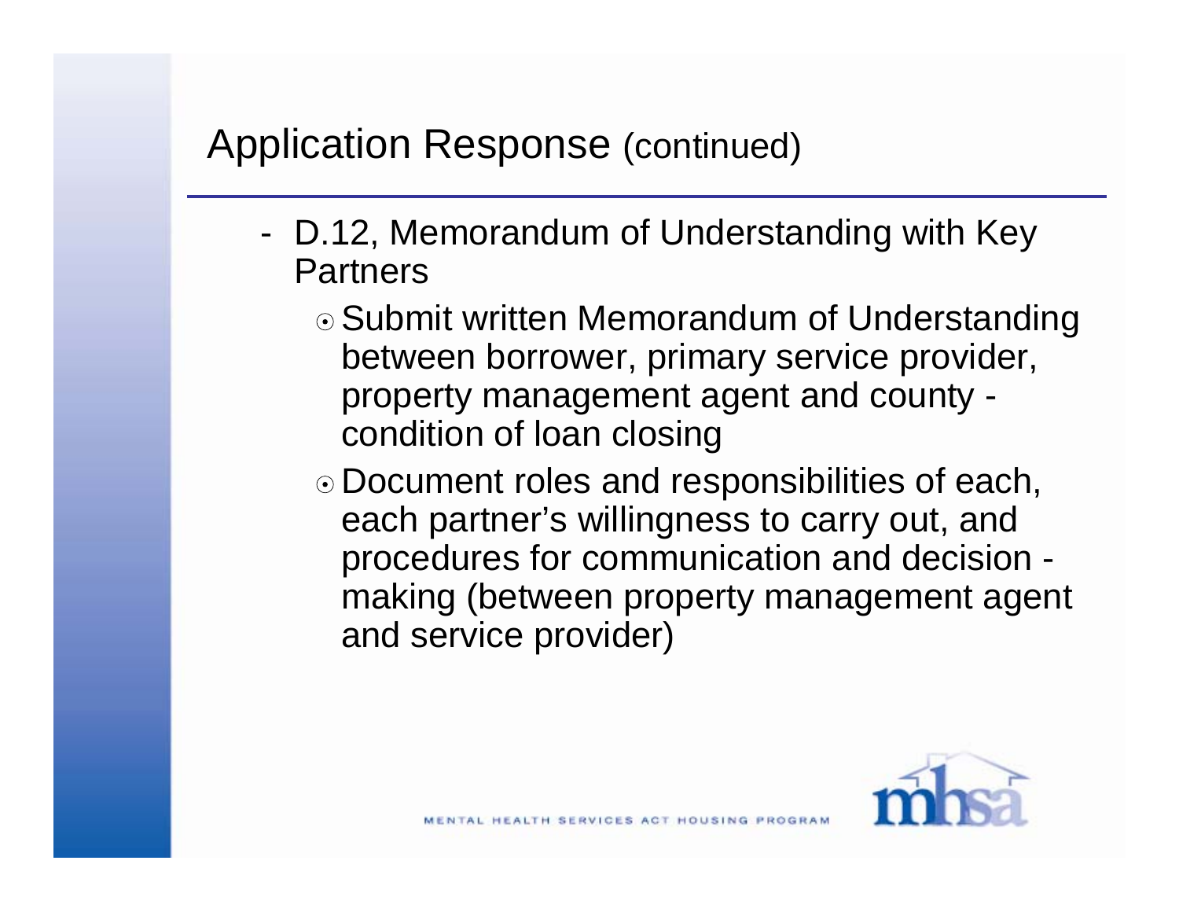# Application Response (continued)

- D.12, Memorandum of Understanding with Key Partners
  - Submit written Memorandum of Understanding between borrower, primary service provider, property management agent and county - condition of loan closing
  - Document roles and responsibilities of each, each partner's willingness to carry out, and procedures for communication and decision - making (between property management agent and service provider)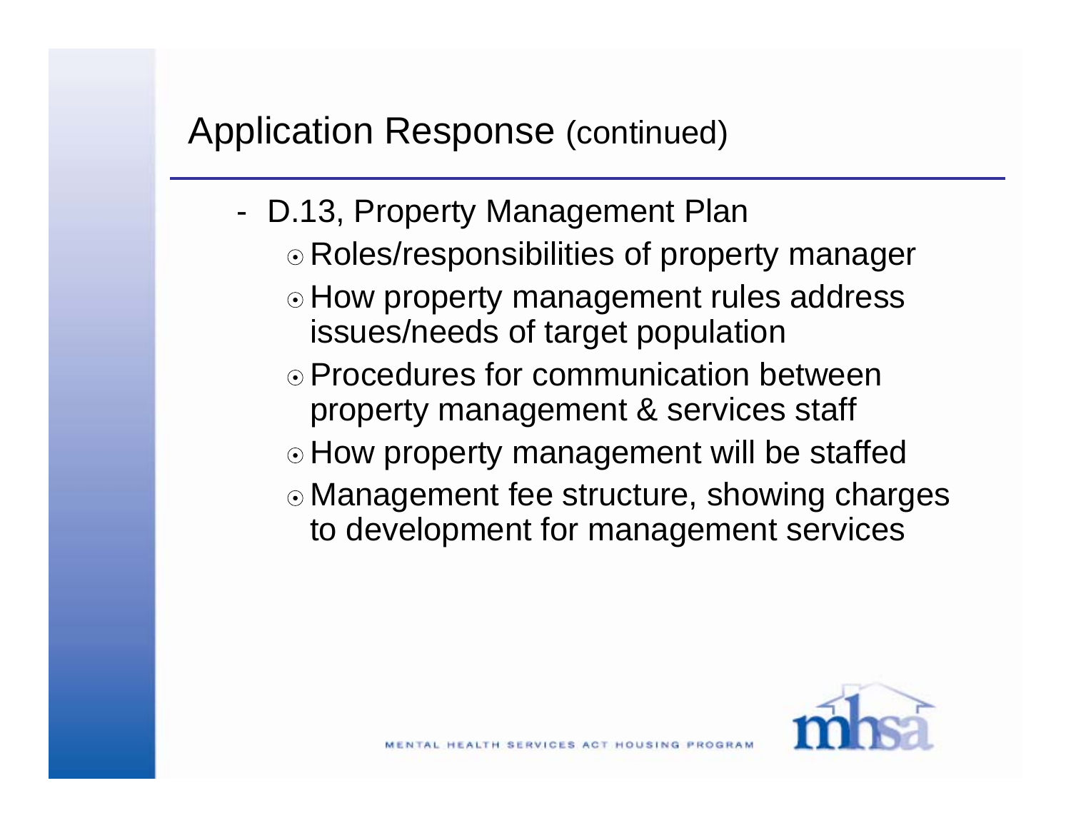## Application Response (continued)

- D.13, Property Management Plan
  - Roles/responsibilities of property manager
  - How property management rules address issues/needs of target population
  - Procedures for communication between property management & services staff
  - How property management will be staffed
  - Management fee structure, showing charges to development for management services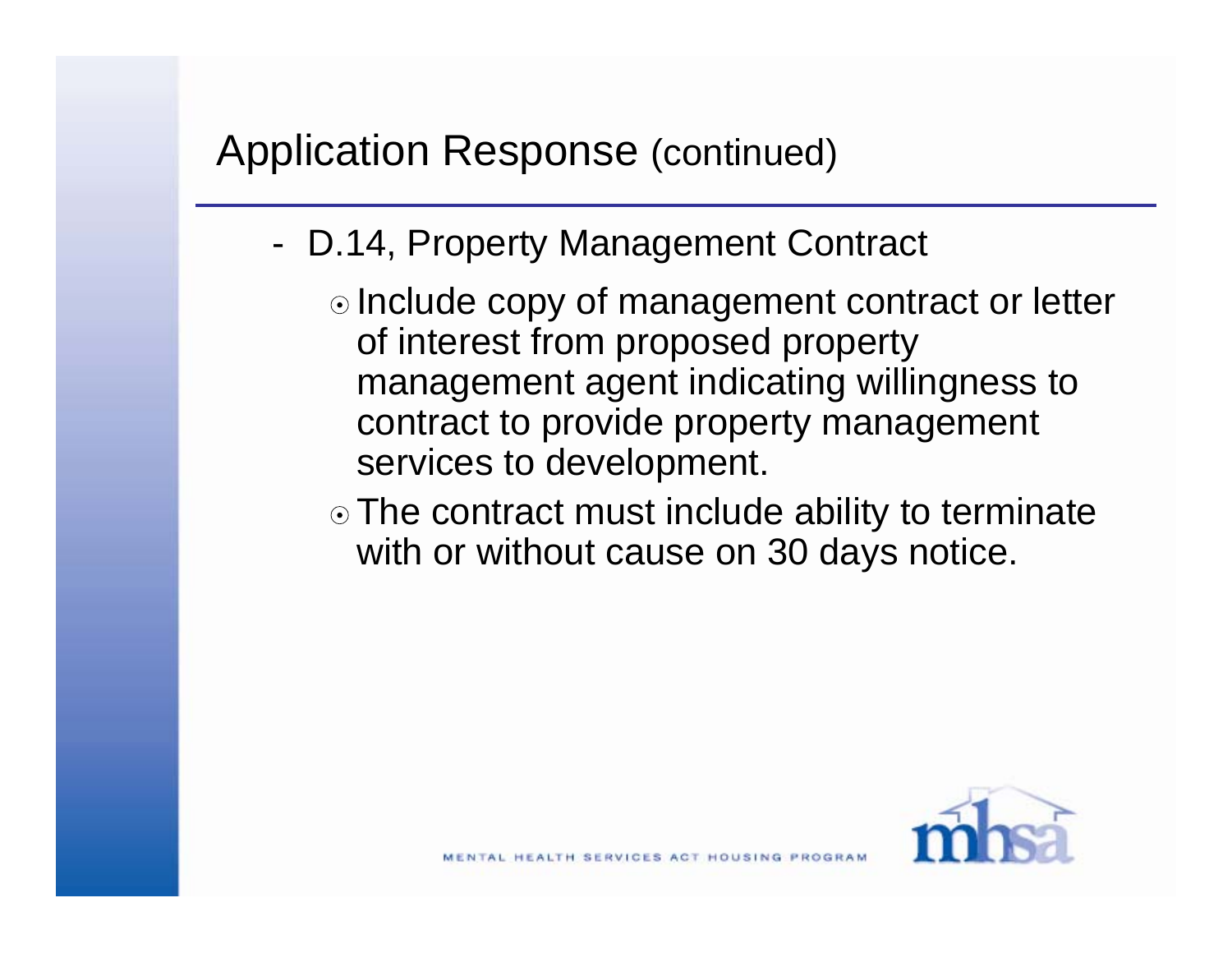## Application Response (continued)

- D.14, Property Management Contract
  - Include copy of management contract or letter of interest from proposed property management agent indicating willingness to contract to provide property management services to development.
  - The contract must include ability to terminate with or without cause on 30 days notice.

MENTAL HEALTH SERVICES ACT HOUSING PROGRAM

mhsa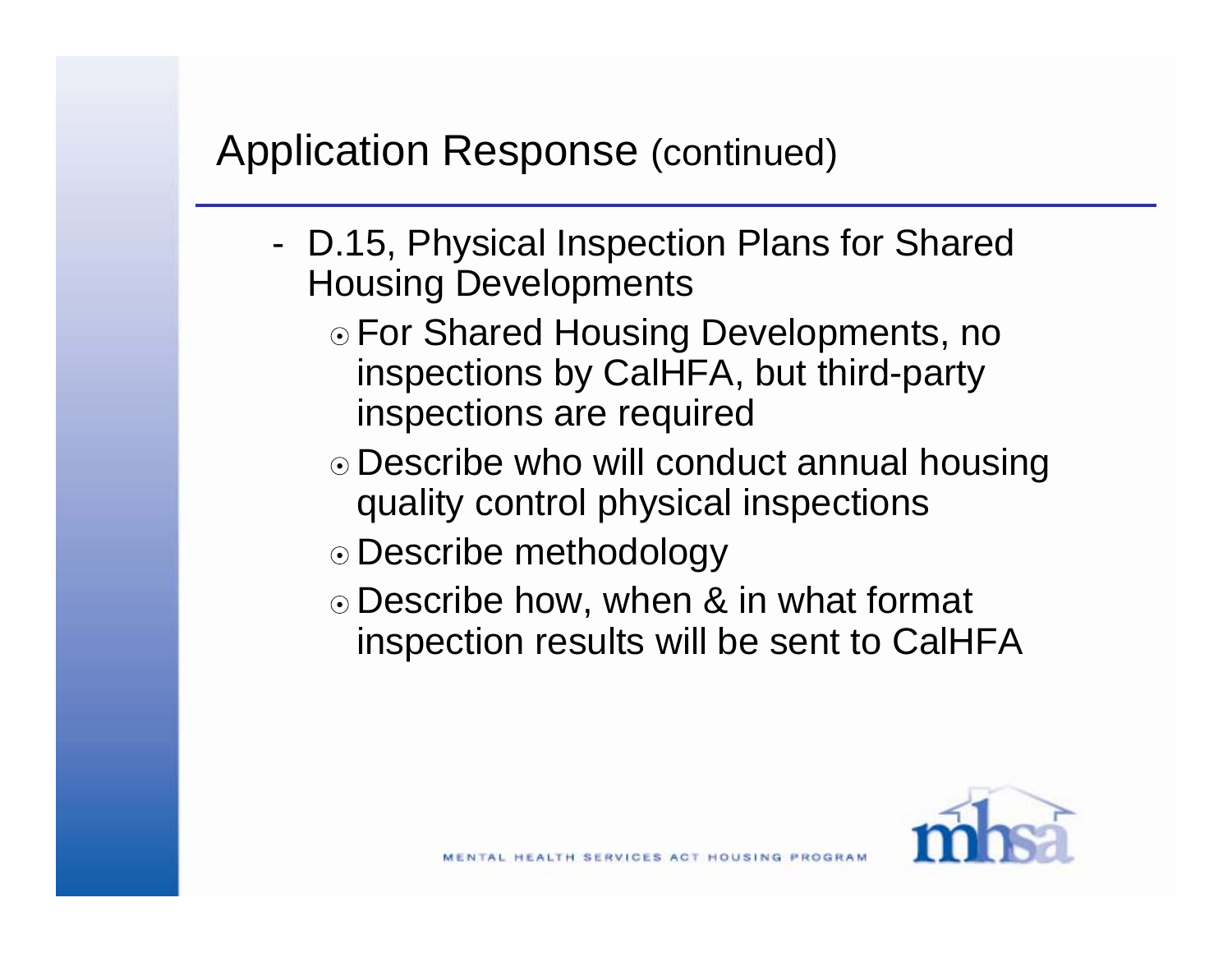## Application Response (continued)

- D.15, Physical Inspection Plans for Shared Housing Developments
  - For Shared Housing Developments, no inspections by CalHFA, but third-party inspections are required
  - Describe who will conduct annual housing quality control physical inspections
  - Describe methodology
  - Describe how, when & in what format inspection results will be sent to CalHFA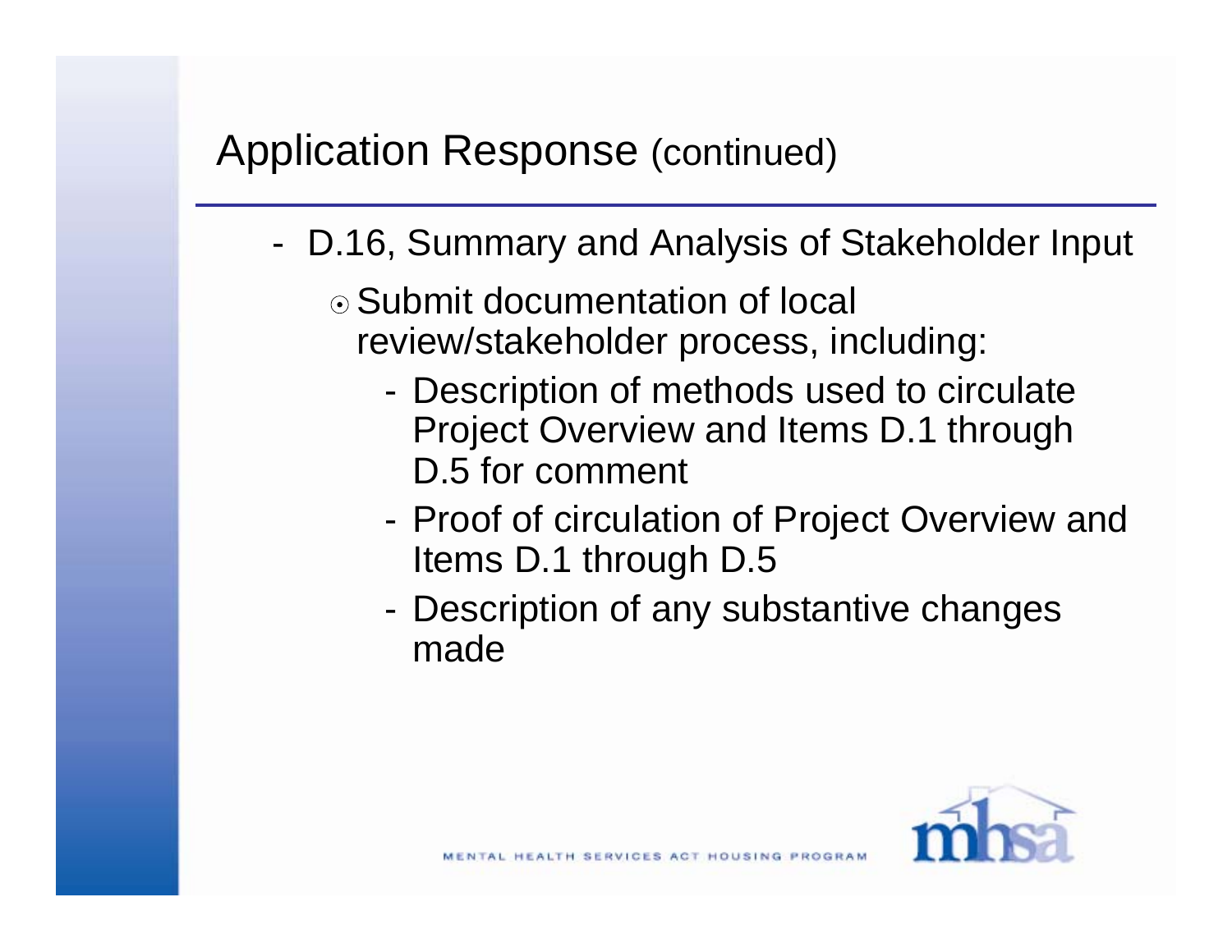## Application Response (continued)

- D.16, Summary and Analysis of Stakeholder Input
  - Submit documentation of local review/stakeholder process, including:
    - Description of methods used to circulate Project Overview and Items D.1 through D.5 for comment
    - Proof of circulation of Project Overview and Items D.1 through D.5
    - Description of any substantive changes made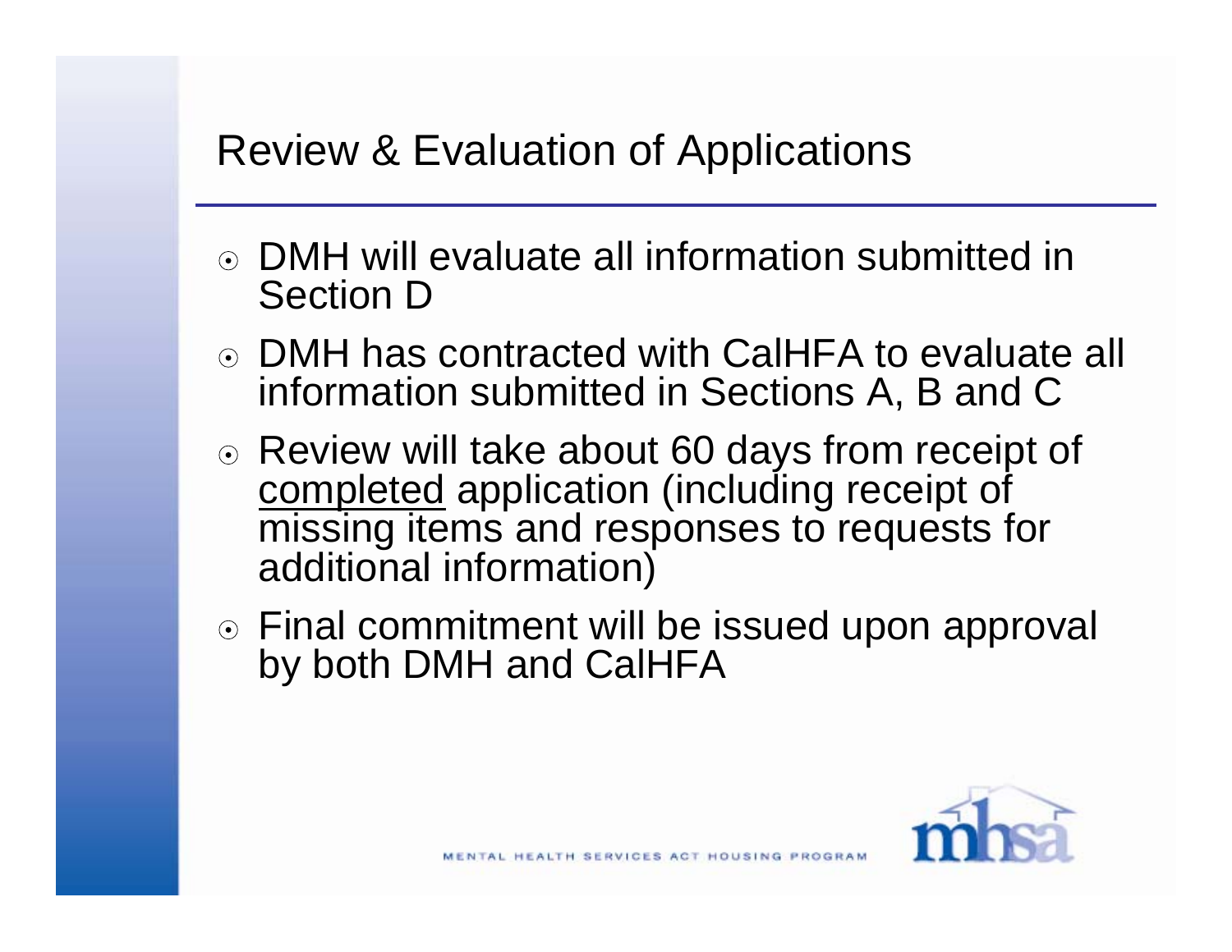# Review & Evaluation of Applications

- DMH will evaluate all information submitted in Section D
- DMH has contracted with CalHFA to evaluate all information submitted in Sections A, B and C
- Review will take about 60 days from receipt of <u>completed</u> application (including receipt of missing items and responses to requests for additional information)
- Final commitment will be issued upon approval by both DMH and CalHFA

MENTAL HEALTH SERVICES ACT HOUSING PROGRAM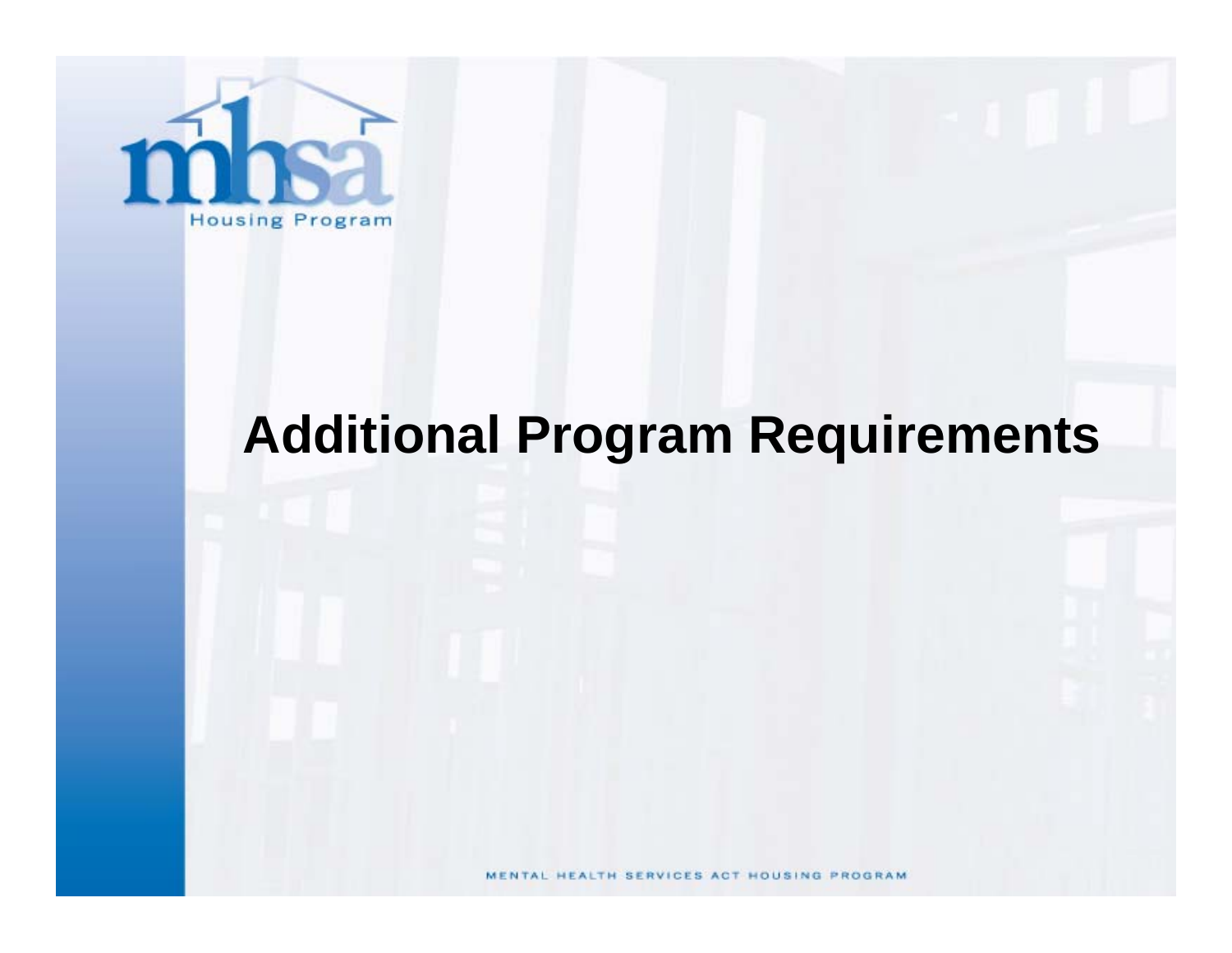# Additional Program Requirements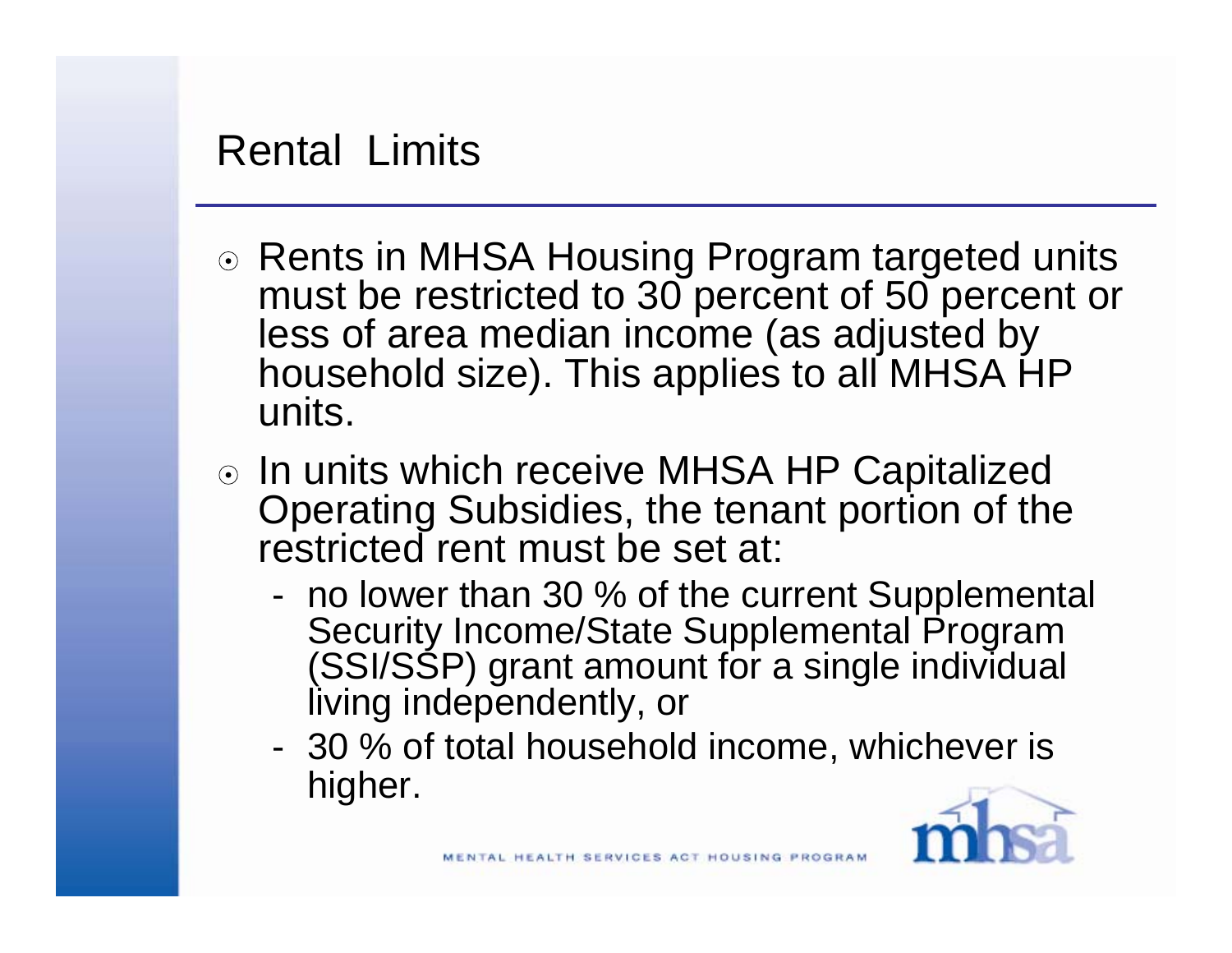# Rental Limits

- Rents in MHSA Housing Program targeted units must be restricted to 30 percent of 50 percent or less of area median income (as adjusted by household size). This applies to all MHSA HP units.
- In units which receive MHSA HP Capitalized Operating Subsidies, the tenant portion of the restricted rent must be set at:
  - no lower than 30 % of the current Supplemental Security Income/State Supplemental Program (SSI/SSP) grant amount for a single individual living independently, or
  - 30 % of total household income, whichever is higher.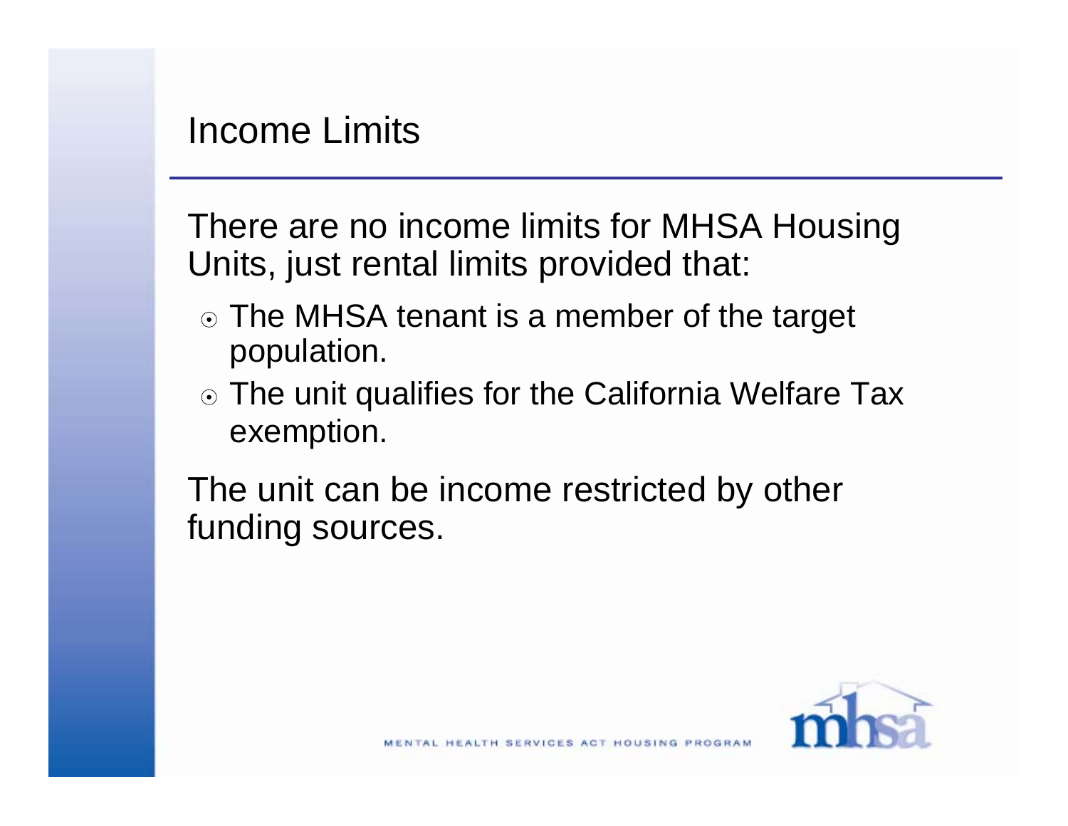# Income Limits

There are no income limits for MHSA Housing Units, just rental limits provided that:

- The MHSA tenant is a member of the target population.
- The unit qualifies for the California Welfare Tax exemption.

The unit can be income restricted by other funding sources.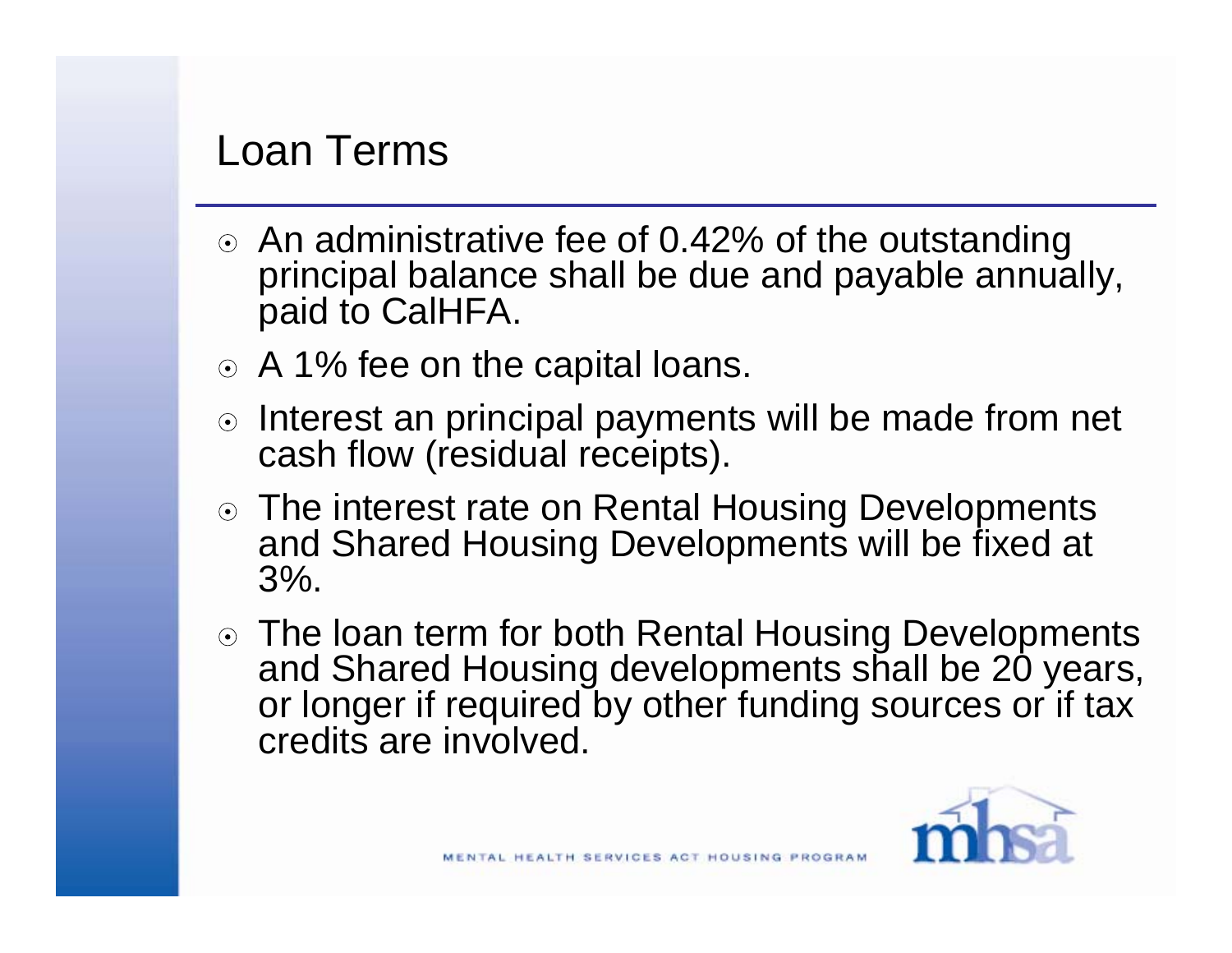## Loan Terms

- An administrative fee of 0.42% of the outstanding principal balance shall be due and payable annually, paid to CalHFA.
- A 1% fee on the capital loans.
- Interest an principal payments will be made from net cash flow (residual receipts).
- The interest rate on Rental Housing Developments and Shared Housing Developments will be fixed at 3%.
- The loan term for both Rental Housing Developments and Shared Housing developments shall be 20 years, or longer if required by other funding sources or if tax credits are involved.

MENTAL HEALTH SERVICES ACT HOUSING PROGRAM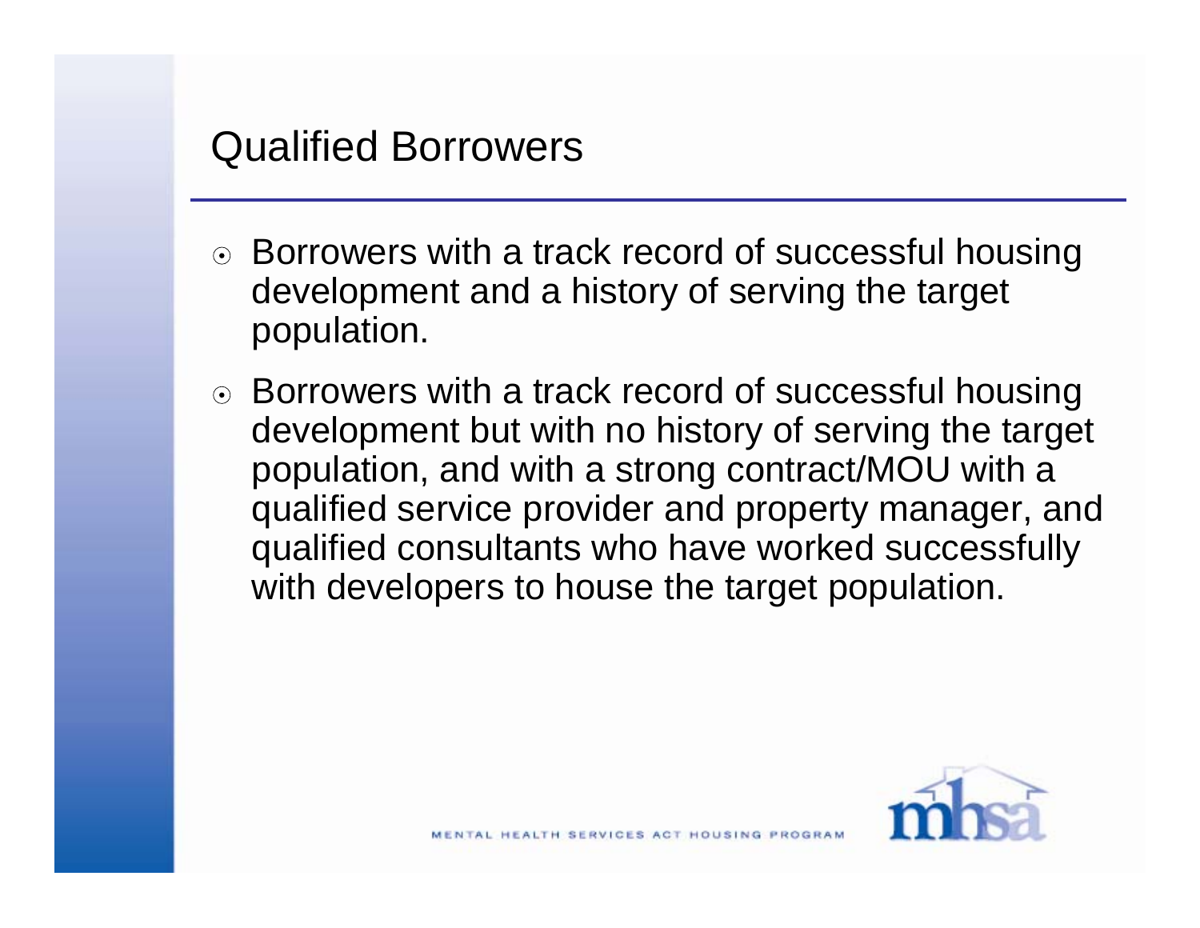## Qualified Borrowers

- Borrowers with a track record of successful housing development and a history of serving the target population.
- Borrowers with a track record of successful housing development but with no history of serving the target population, and with a strong contract/MOU with a qualified service provider and property manager, and qualified consultants who have worked successfully with developers to house the target population.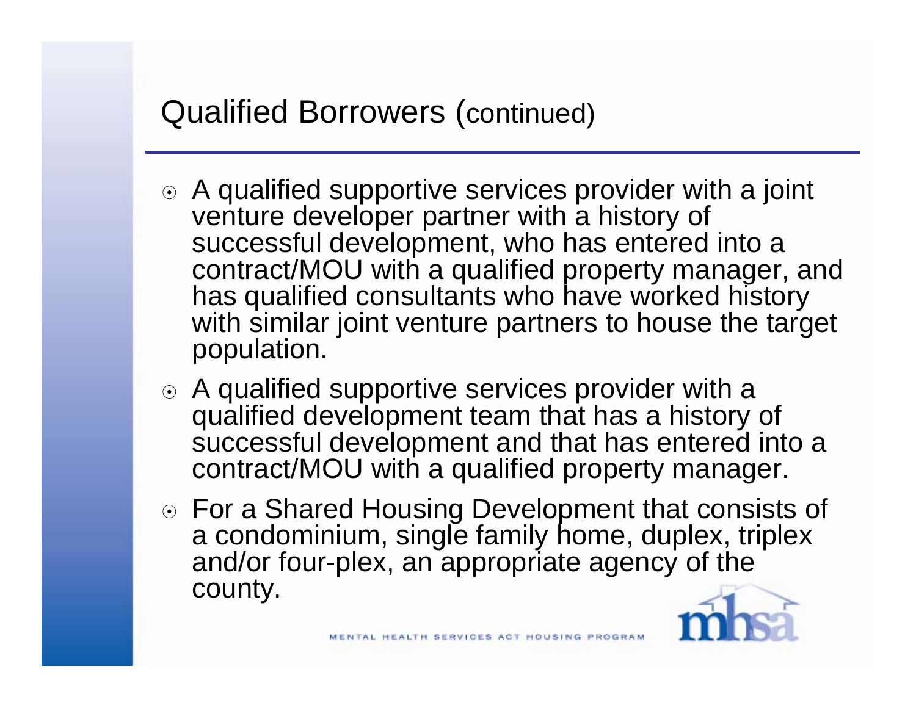## Qualified Borrowers (continued)

- A qualified supportive services provider with a joint venture developer partner with a history of successful development, who has entered into a contract/MOU with a qualified property manager, and has qualified consultants who have worked history with similar joint venture partners to house the target population.
- A qualified supportive services provider with a qualified development team that has a history of successful development and that has entered into a contract/MOU with a qualified property manager.
- For a Shared Housing Development that consists of a condominium, single family home, duplex, triplex and/or four-plex, an appropriate agency of the county.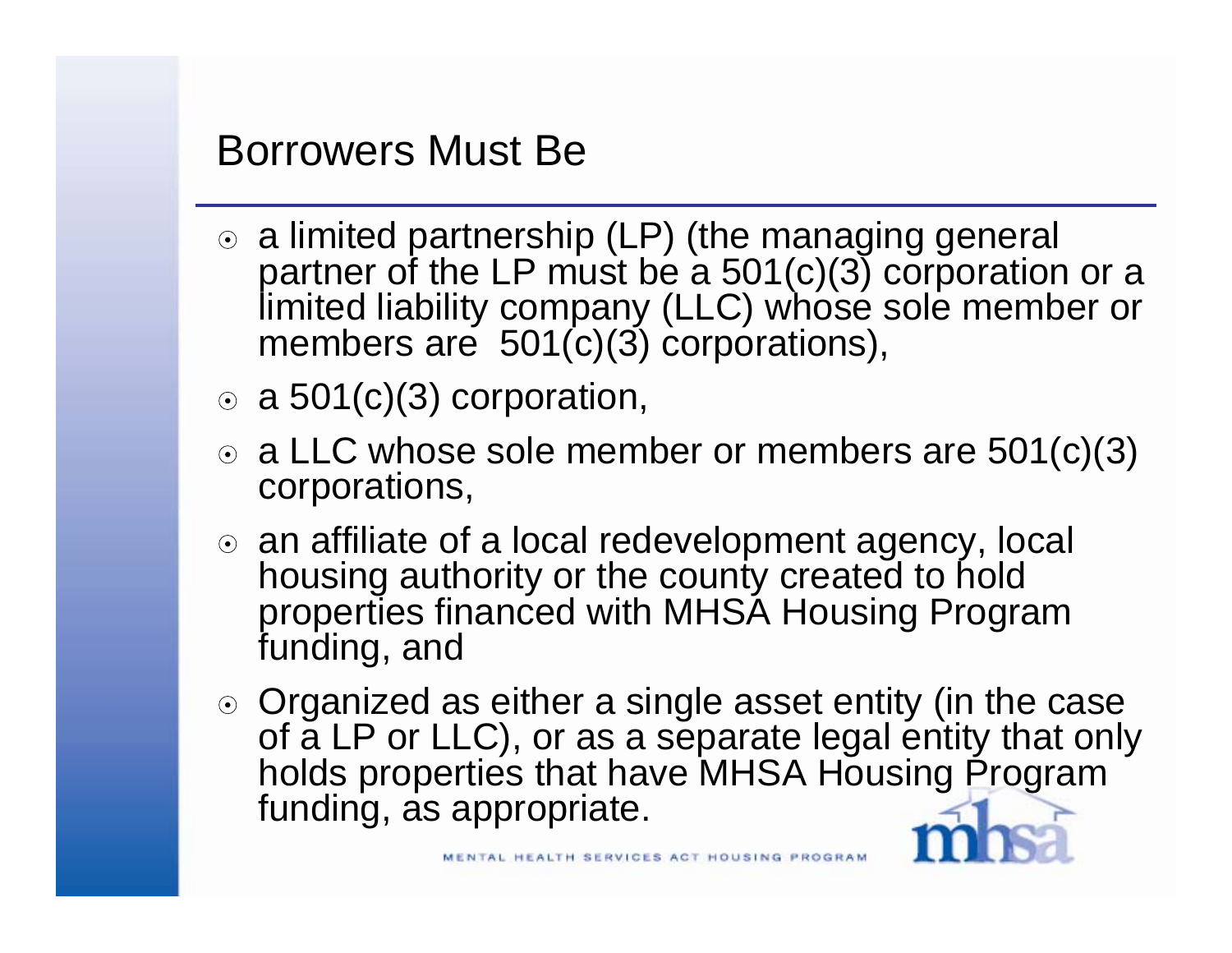## Borrowers Must Be

- a limited partnership (LP) (the managing general partner of the LP must be a 501(c)(3) corporation or a limited liability company (LLC) whose sole member or members are 501(c)(3) corporations),
- a 501(c)(3) corporation,
- a LLC whose sole member or members are 501(c)(3) corporations,
- an affiliate of a local redevelopment agency, local housing authority or the county created to hold properties financed with MHSA Housing Program funding, and
- Organized as either a single asset entity (in the case of a LP or LLC), or as a separate legal entity that only holds properties that have MHSA Housing Program funding, as appropriate.

MENTAL HEALTH SERVICES ACT HOUSING PROGRAM

mhsa